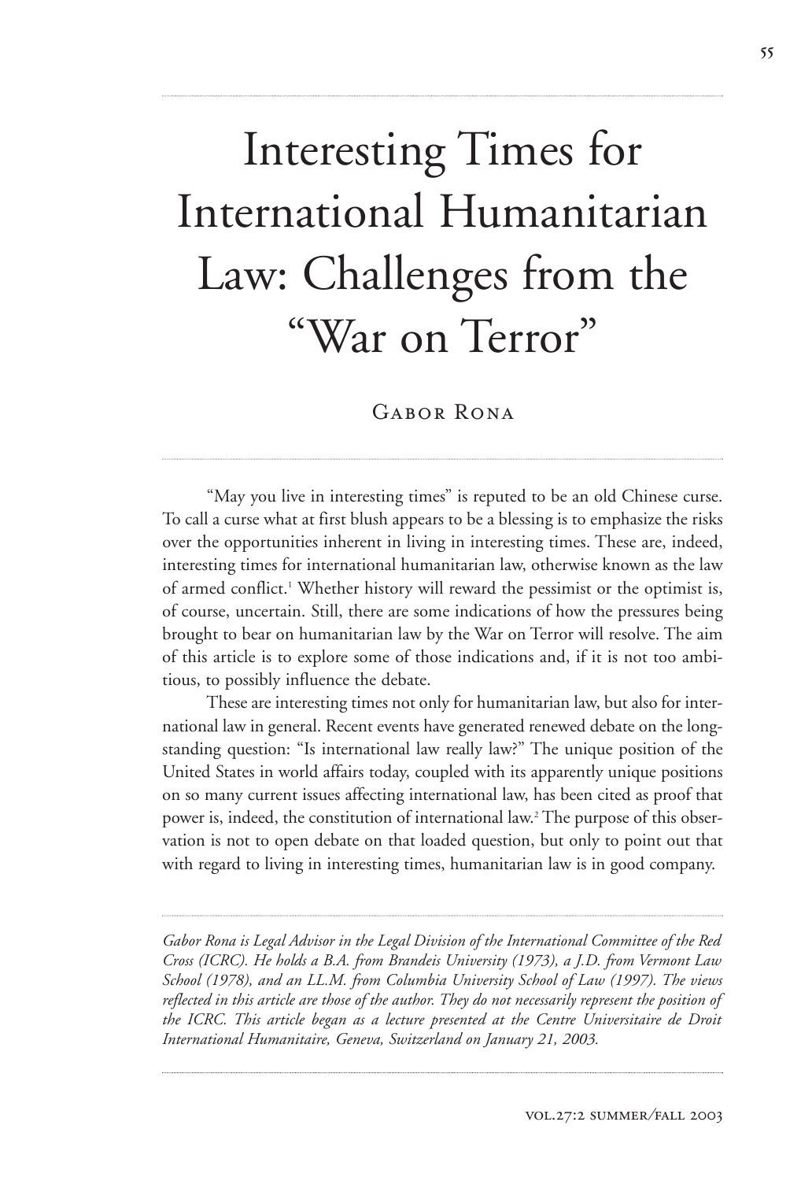# Interesting Times for International Humanitarian Law: Challenges from the "War on Terror"

Gabor Rona

"May you live in interesting times" is reputed to be an old Chinese curse. To call a curse what at first blush appears to be a blessing is to emphasize the risks over the opportunities inherent in living in interesting times. These are, indeed, interesting times for international humanitarian law, otherwise known as the law of armed conflict.[1] Whether history will reward the pessimist or the optimist is, of course, uncertain. Still, there are some indications of how the pressures being brought to bear on humanitarian law by the War on Terror will resolve. The aim of this article is to explore some of those indications and, if it is not too ambitious, to possibly influence the debate.

These are interesting times not only for humanitarian law, but also for international law in general. Recent events have generated renewed debate on the long-standing question: "Is international law really law?" The unique position of the United States in world affairs today, coupled with its apparently unique positions on so many current issues affecting international law, has been cited as proof that power is, indeed, the constitution of international law.[2] The purpose of this observation is not to open debate on that loaded question, but only to point out that with regard to living in interesting times, humanitarian law is in good company.

*Gabor Rona is Legal Advisor in the Legal Division of the International Committee of the Red Cross (ICRC). He holds a B.A. from Brandeis University (1973), a J.D. from Vermont Law School (1978), and an LL.M. from Columbia University School of Law (1997). The views reflected in this article are those of the author. They do not necessarily represent the position of the ICRC. This article began as a lecture presented at the Centre Universitaire de Droit International Humanitaire, Geneva, Switzerland on January 21, 2003.*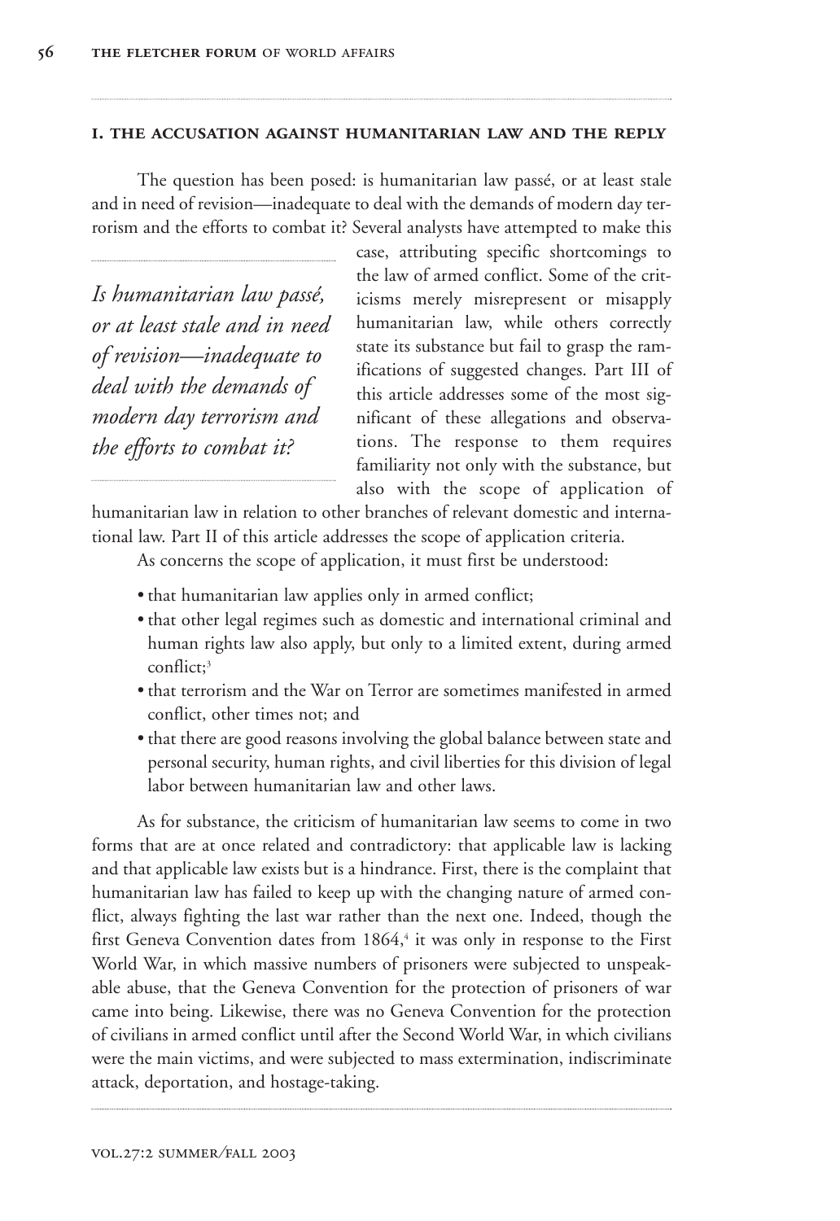## I. THE ACCUSATION AGAINST HUMANITARIAN LAW AND THE REPLY

The question has been posed: is humanitarian law passé, or at least stale and in need of revision—inadequate to deal with the demands of modern day terrorism and the efforts to combat it? Several analysts have attempted to make this case, attributing specific shortcomings to the law of armed conflict. Some of the criticisms merely misrepresent or misapply humanitarian law, while others correctly state its substance but fail to grasp the ramifications of suggested changes. Part III of this article addresses some of the most significant of these allegations and observations. The response to them requires familiarity not only with the substance, but also with the scope of application of humanitarian law in relation to other branches of relevant domestic and international law. Part II of this article addresses the scope of application criteria.

*Is humanitarian law passé, or at least stale and in need of revision—inadequate to deal with the demands of modern day terrorism and the efforts to combat it?*

As concerns the scope of application, it must first be understood:

- that humanitarian law applies only in armed conflict;
- that other legal regimes such as domestic and international criminal and human rights law also apply, but only to a limited extent, during armed conflict;[3]
- that terrorism and the War on Terror are sometimes manifested in armed conflict, other times not; and
- that there are good reasons involving the global balance between state and personal security, human rights, and civil liberties for this division of legal labor between humanitarian law and other laws.

As for substance, the criticism of humanitarian law seems to come in two forms that are at once related and contradictory: that applicable law is lacking and that applicable law exists but is a hindrance. First, there is the complaint that humanitarian law has failed to keep up with the changing nature of armed conflict, always fighting the last war rather than the next one. Indeed, though the first Geneva Convention dates from 1864,[4] it was only in response to the First World War, in which massive numbers of prisoners were subjected to unspeakable abuse, that the Geneva Convention for the protection of prisoners of war came into being. Likewise, there was no Geneva Convention for the protection of civilians in armed conflict until after the Second World War, in which civilians were the main victims, and were subjected to mass extermination, indiscriminate attack, deportation, and hostage-taking.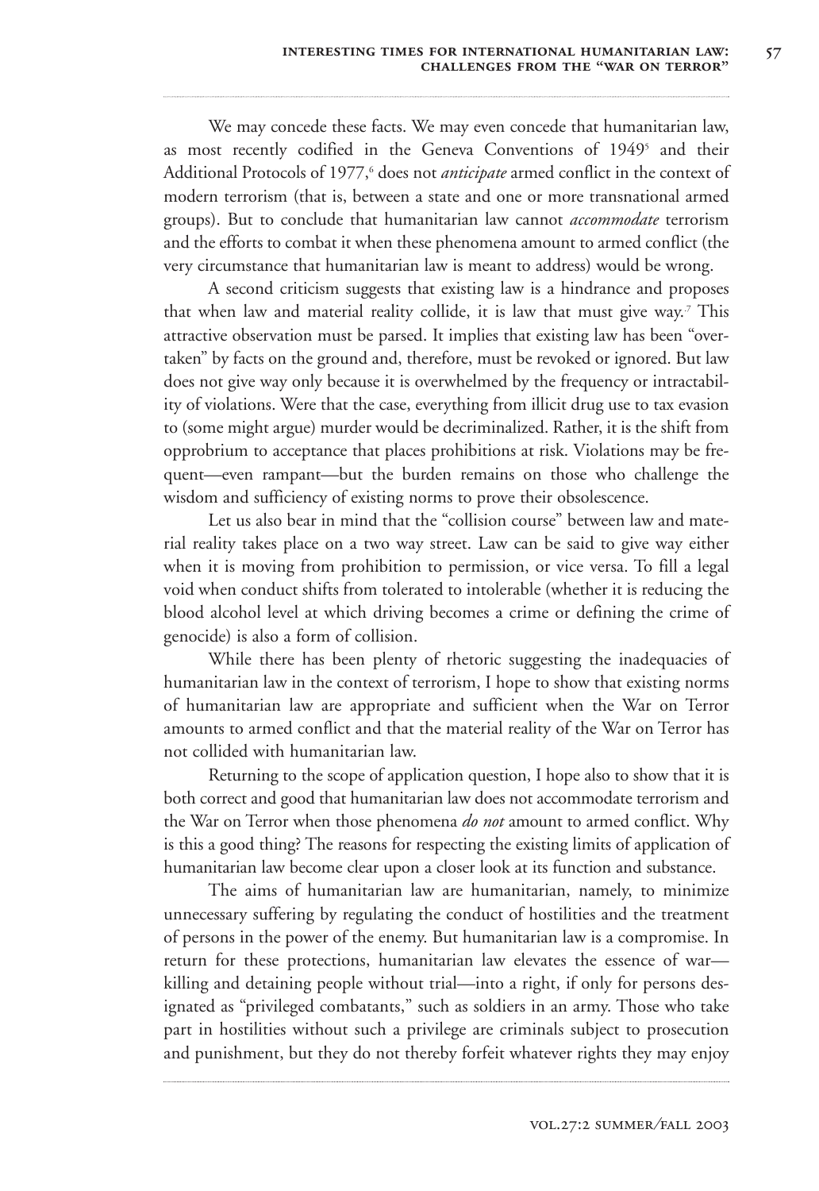We may concede these facts. We may even concede that humanitarian law, as most recently codified in the Geneva Conventions of 1949[5] and their Additional Protocols of 1977,[6] does not *anticipate* armed conflict in the context of modern terrorism (that is, between a state and one or more transnational armed groups). But to conclude that humanitarian law cannot *accommodate* terrorism and the efforts to combat it when these phenomena amount to armed conflict (the very circumstance that humanitarian law is meant to address) would be wrong.

A second criticism suggests that existing law is a hindrance and proposes that when law and material reality collide, it is law that must give way.[7] This attractive observation must be parsed. It implies that existing law has been "overtaken" by facts on the ground and, therefore, must be revoked or ignored. But law does not give way only because it is overwhelmed by the frequency or intractability of violations. Were that the case, everything from illicit drug use to tax evasion to (some might argue) murder would be decriminalized. Rather, it is the shift from opprobrium to acceptance that places prohibitions at risk. Violations may be frequent—even rampant—but the burden remains on those who challenge the wisdom and sufficiency of existing norms to prove their obsolescence.

Let us also bear in mind that the "collision course" between law and material reality takes place on a two way street. Law can be said to give way either when it is moving from prohibition to permission, or vice versa. To fill a legal void when conduct shifts from tolerated to intolerable (whether it is reducing the blood alcohol level at which driving becomes a crime or defining the crime of genocide) is also a form of collision.

While there has been plenty of rhetoric suggesting the inadequacies of humanitarian law in the context of terrorism, I hope to show that existing norms of humanitarian law are appropriate and sufficient when the War on Terror amounts to armed conflict and that the material reality of the War on Terror has not collided with humanitarian law.

Returning to the scope of application question, I hope also to show that it is both correct and good that humanitarian law does not accommodate terrorism and the War on Terror when those phenomena *do not* amount to armed conflict. Why is this a good thing? The reasons for respecting the existing limits of application of humanitarian law become clear upon a closer look at its function and substance.

The aims of humanitarian law are humanitarian, namely, to minimize unnecessary suffering by regulating the conduct of hostilities and the treatment of persons in the power of the enemy. But humanitarian law is a compromise. In return for these protections, humanitarian law elevates the essence of war—killing and detaining people without trial—into a right, if only for persons designated as "privileged combatants," such as soldiers in an army. Those who take part in hostilities without such a privilege are criminals subject to prosecution and punishment, but they do not thereby forfeit whatever rights they may enjoy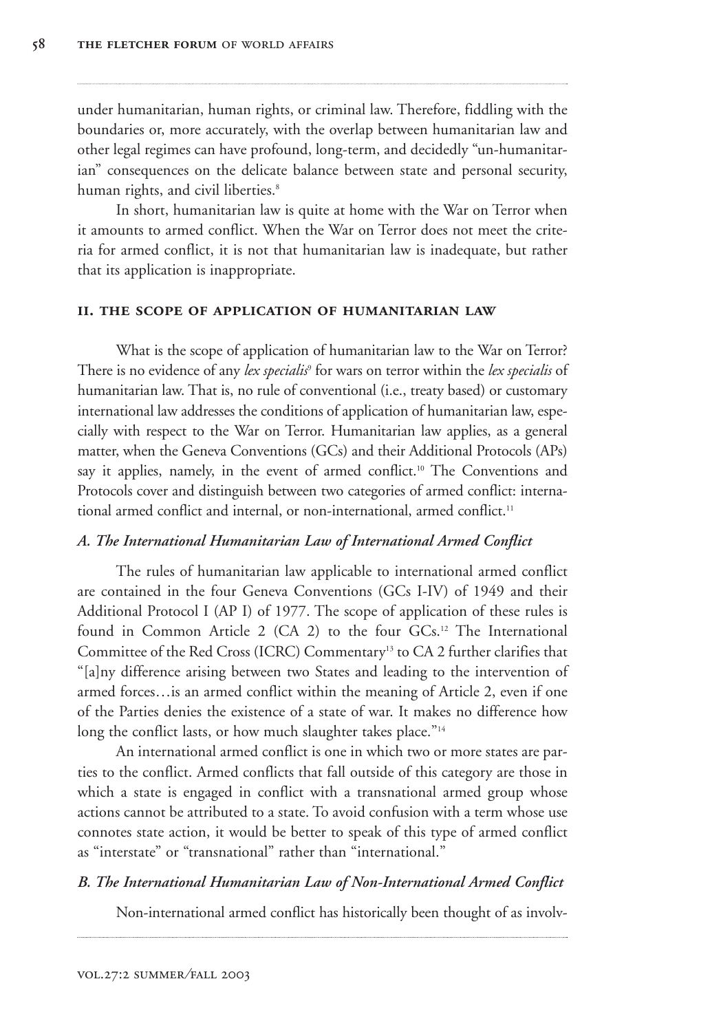under humanitarian, human rights, or criminal law. Therefore, fiddling with the boundaries or, more accurately, with the overlap between humanitarian law and other legal regimes can have profound, long-term, and decidedly "un-humanitarian" consequences on the delicate balance between state and personal security, human rights, and civil liberties.[8]

In short, humanitarian law is quite at home with the War on Terror when it amounts to armed conflict. When the War on Terror does not meet the criteria for armed conflict, it is not that humanitarian law is inadequate, but rather that its application is inappropriate.

## II. THE SCOPE OF APPLICATION OF HUMANITARIAN LAW

What is the scope of application of humanitarian law to the War on Terror? There is no evidence of any *lex specialis*[9] for wars on terror within the *lex specialis* of humanitarian law. That is, no rule of conventional (i.e., treaty based) or customary international law addresses the conditions of application of humanitarian law, especially with respect to the War on Terror. Humanitarian law applies, as a general matter, when the Geneva Conventions (GCs) and their Additional Protocols (APs) say it applies, namely, in the event of armed conflict.[10] The Conventions and Protocols cover and distinguish between two categories of armed conflict: international armed conflict and internal, or non-international, armed conflict.[11]

### *A. The International Humanitarian Law of International Armed Conflict*

The rules of humanitarian law applicable to international armed conflict are contained in the four Geneva Conventions (GCs I-IV) of 1949 and their Additional Protocol I (AP I) of 1977. The scope of application of these rules is found in Common Article 2 (CA 2) to the four GCs.[12] The International Committee of the Red Cross (ICRC) Commentary[13] to CA 2 further clarifies that "[a]ny difference arising between two States and leading to the intervention of armed forces…is an armed conflict within the meaning of Article 2, even if one of the Parties denies the existence of a state of war. It makes no difference how long the conflict lasts, or how much slaughter takes place."[14]

An international armed conflict is one in which two or more states are parties to the conflict. Armed conflicts that fall outside of this category are those in which a state is engaged in conflict with a transnational armed group whose actions cannot be attributed to a state. To avoid confusion with a term whose use connotes state action, it would be better to speak of this type of armed conflict as "interstate" or "transnational" rather than "international."

### *B. The International Humanitarian Law of Non-International Armed Conflict*

Non-international armed conflict has historically been thought of as involv-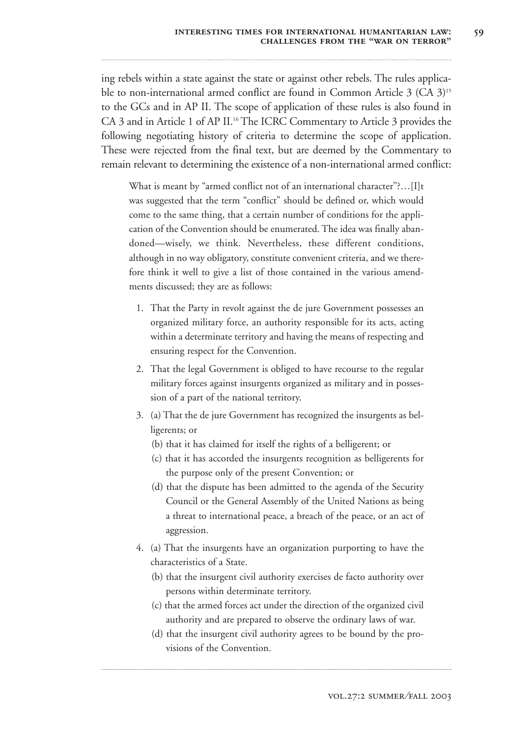ing rebels within a state against the state or against other rebels. The rules applicable to non-international armed conflict are found in Common Article 3 (CA 3)[15] to the GCs and in AP II. The scope of application of these rules is also found in CA 3 and in Article 1 of AP II.[16] The ICRC Commentary to Article 3 provides the following negotiating history of criteria to determine the scope of application. These were rejected from the final text, but are deemed by the Commentary to remain relevant to determining the existence of a non-international armed conflict:

> What is meant by "armed conflict not of an international character"?…[I]t was suggested that the term "conflict" should be defined or, which would come to the same thing, that a certain number of conditions for the application of the Convention should be enumerated. The idea was finally abandoned—wisely, we think. Nevertheless, these different conditions, although in no way obligatory, constitute convenient criteria, and we therefore think it well to give a list of those contained in the various amendments discussed; they are as follows:
>
> 1. That the Party in revolt against the de jure Government possesses an organized military force, an authority responsible for its acts, acting within a determinate territory and having the means of respecting and ensuring respect for the Convention.
> 2. That the legal Government is obliged to have recourse to the regular military forces against insurgents organized as military and in possession of a part of the national territory.
> 3. (a) That the de jure Government has recognized the insurgents as belligerents; or
>    (b) that it has claimed for itself the rights of a belligerent; or
>    (c) that it has accorded the insurgents recognition as belligerents for the purpose only of the present Convention; or
>    (d) that the dispute has been admitted to the agenda of the Security Council or the General Assembly of the United Nations as being a threat to international peace, a breach of the peace, or an act of aggression.
> 4. (a) That the insurgents have an organization purporting to have the characteristics of a State.
>    (b) that the insurgent civil authority exercises de facto authority over persons within determinate territory.
>    (c) that the armed forces act under the direction of the organized civil authority and are prepared to observe the ordinary laws of war.
>    (d) that the insurgent civil authority agrees to be bound by the provisions of the Convention.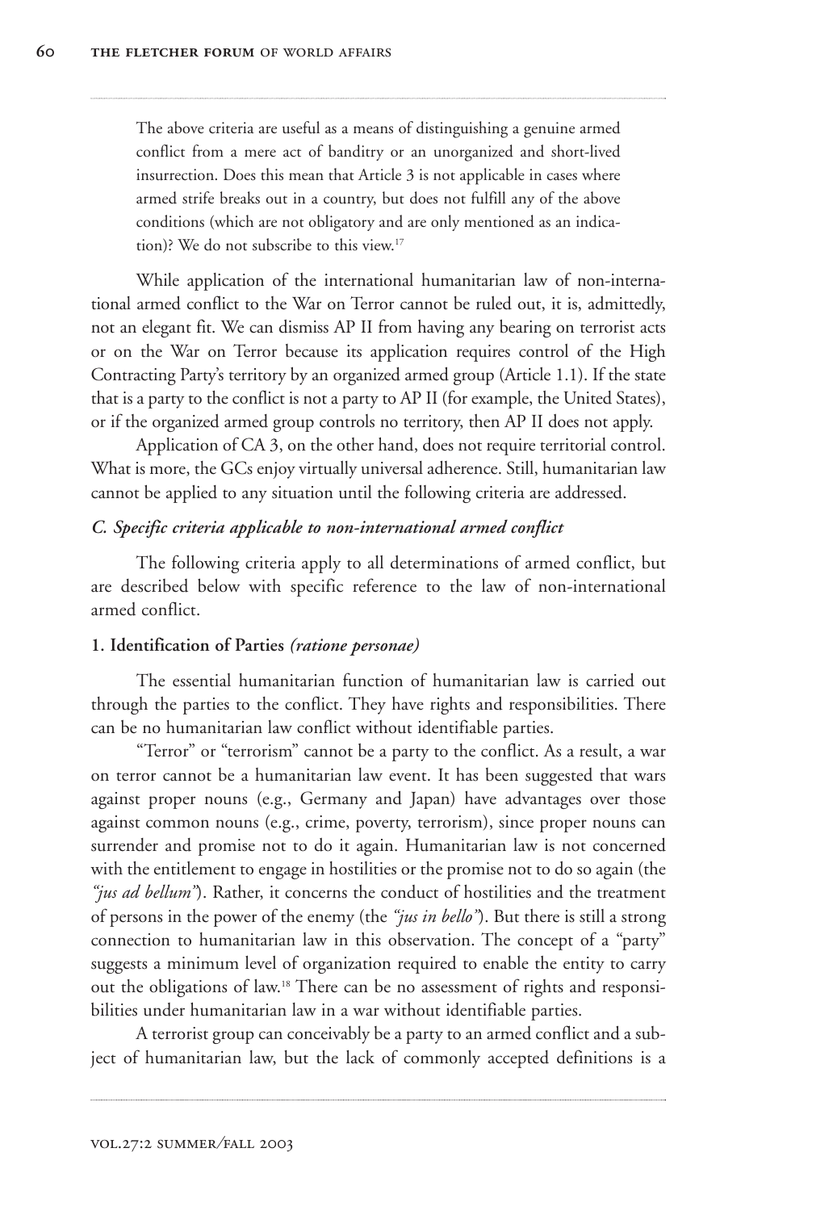> The above criteria are useful as a means of distinguishing a genuine armed conflict from a mere act of banditry or an unorganized and short-lived insurrection. Does this mean that Article 3 is not applicable in cases where armed strife breaks out in a country, but does not fulfill any of the above conditions (which are not obligatory and are only mentioned as an indication)? We do not subscribe to this view.[17]

While application of the international humanitarian law of non-international armed conflict to the War on Terror cannot be ruled out, it is, admittedly, not an elegant fit. We can dismiss AP II from having any bearing on terrorist acts or on the War on Terror because its application requires control of the High Contracting Party's territory by an organized armed group (Article 1.1). If the state that is a party to the conflict is not a party to AP II (for example, the United States), or if the organized armed group controls no territory, then AP II does not apply.

Application of CA 3, on the other hand, does not require territorial control. What is more, the GCs enjoy virtually universal adherence. Still, humanitarian law cannot be applied to any situation until the following criteria are addressed.

### *C. Specific criteria applicable to non-international armed conflict*

The following criteria apply to all determinations of armed conflict, but are described below with specific reference to the law of non-international armed conflict.

#### 1. Identification of Parties *(ratione personae)*

The essential humanitarian function of humanitarian law is carried out through the parties to the conflict. They have rights and responsibilities. There can be no humanitarian law conflict without identifiable parties.

"Terror" or "terrorism" cannot be a party to the conflict. As a result, a war on terror cannot be a humanitarian law event. It has been suggested that wars against proper nouns (e.g., Germany and Japan) have advantages over those against common nouns (e.g., crime, poverty, terrorism), since proper nouns can surrender and promise not to do it again. Humanitarian law is not concerned with the entitlement to engage in hostilities or the promise not to do so again (the *"jus ad bellum"*). Rather, it concerns the conduct of hostilities and the treatment of persons in the power of the enemy (the *"jus in bello"*). But there is still a strong connection to humanitarian law in this observation. The concept of a "party" suggests a minimum level of organization required to enable the entity to carry out the obligations of law.[18] There can be no assessment of rights and responsibilities under humanitarian law in a war without identifiable parties.

A terrorist group can conceivably be a party to an armed conflict and a subject of humanitarian law, but the lack of commonly accepted definitions is a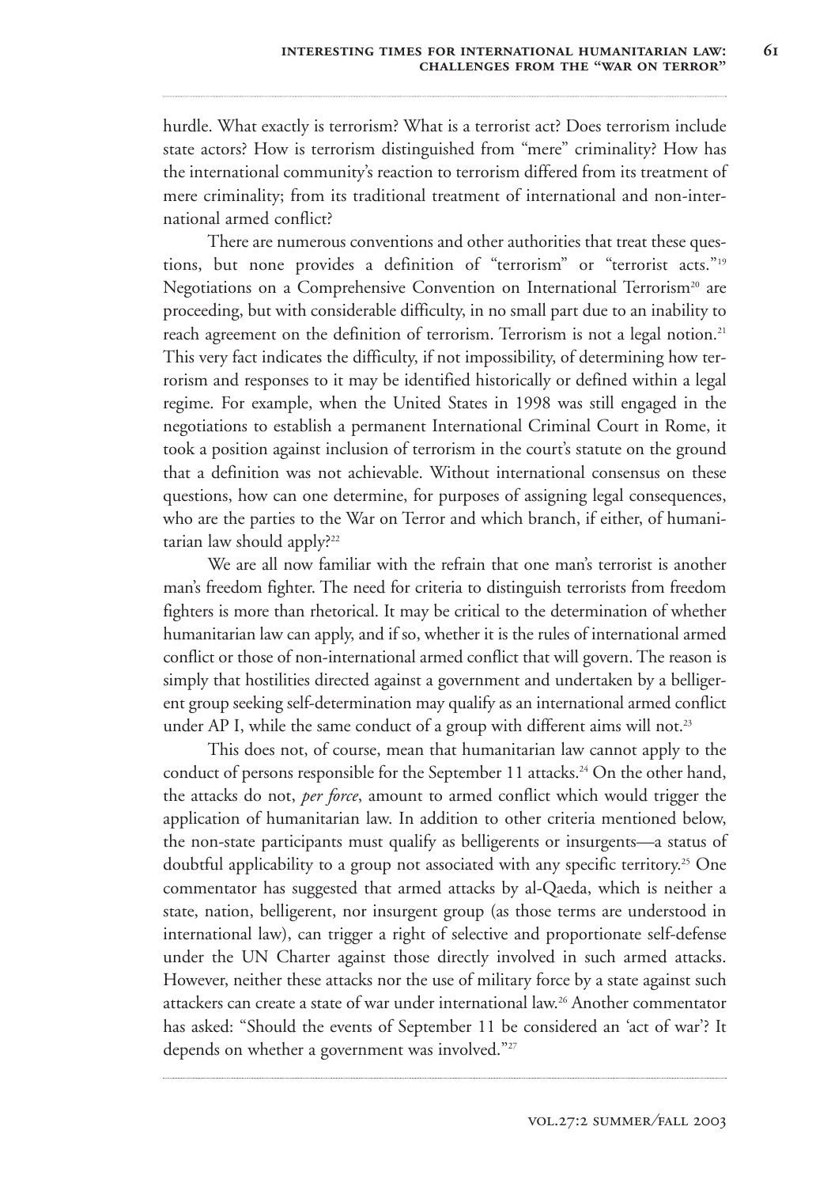hurdle. What exactly is terrorism? What is a terrorist act? Does terrorism include state actors? How is terrorism distinguished from "mere" criminality? How has the international community's reaction to terrorism differed from its treatment of mere criminality; from its traditional treatment of international and non-international armed conflict?

There are numerous conventions and other authorities that treat these questions, but none provides a definition of "terrorism" or "terrorist acts."[19] Negotiations on a Comprehensive Convention on International Terrorism[20] are proceeding, but with considerable difficulty, in no small part due to an inability to reach agreement on the definition of terrorism. Terrorism is not a legal notion.[21] This very fact indicates the difficulty, if not impossibility, of determining how terrorism and responses to it may be identified historically or defined within a legal regime. For example, when the United States in 1998 was still engaged in the negotiations to establish a permanent International Criminal Court in Rome, it took a position against inclusion of terrorism in the court's statute on the ground that a definition was not achievable. Without international consensus on these questions, how can one determine, for purposes of assigning legal consequences, who are the parties to the War on Terror and which branch, if either, of humanitarian law should apply?[22]

We are all now familiar with the refrain that one man's terrorist is another man's freedom fighter. The need for criteria to distinguish terrorists from freedom fighters is more than rhetorical. It may be critical to the determination of whether humanitarian law can apply, and if so, whether it is the rules of international armed conflict or those of non-international armed conflict that will govern. The reason is simply that hostilities directed against a government and undertaken by a belligerent group seeking self-determination may qualify as an international armed conflict under AP I, while the same conduct of a group with different aims will not.[23]

This does not, of course, mean that humanitarian law cannot apply to the conduct of persons responsible for the September 11 attacks.[24] On the other hand, the attacks do not, *per force*, amount to armed conflict which would trigger the application of humanitarian law. In addition to other criteria mentioned below, the non-state participants must qualify as belligerents or insurgents—a status of doubtful applicability to a group not associated with any specific territory.[25] One commentator has suggested that armed attacks by al-Qaeda, which is neither a state, nation, belligerent, nor insurgent group (as those terms are understood in international law), can trigger a right of selective and proportionate self-defense under the UN Charter against those directly involved in such armed attacks. However, neither these attacks nor the use of military force by a state against such attackers can create a state of war under international law.[26] Another commentator has asked: "Should the events of September 11 be considered an 'act of war'? It depends on whether a government was involved."[27]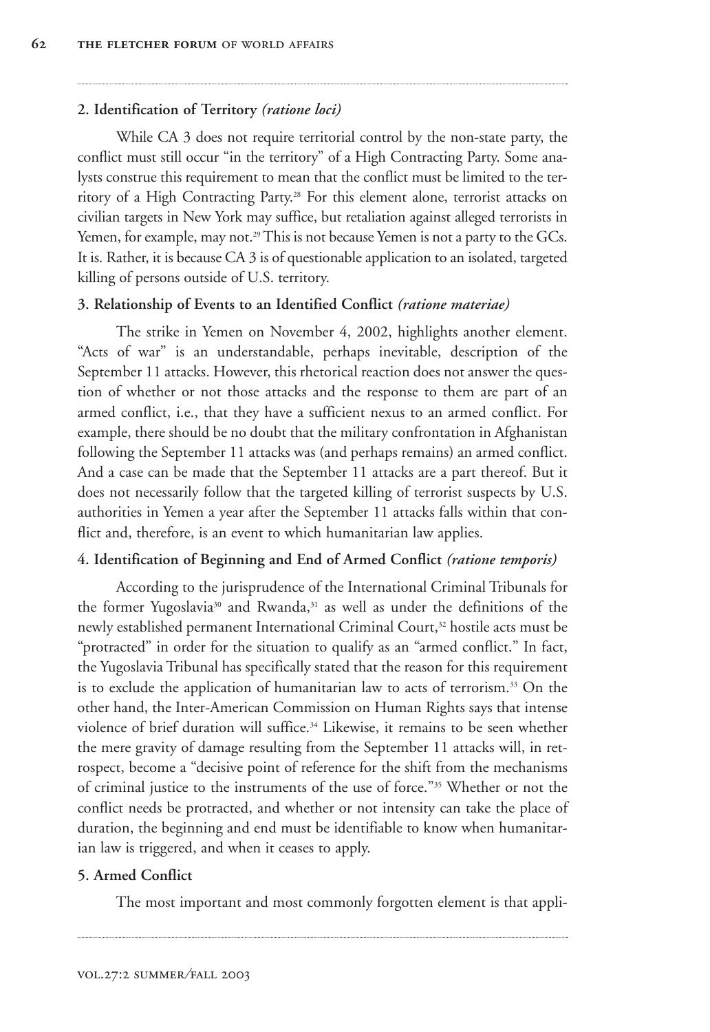### 2. Identification of Territory *(ratione loci)*

While CA 3 does not require territorial control by the non-state party, the conflict must still occur "in the territory" of a High Contracting Party. Some analysts construe this requirement to mean that the conflict must be limited to the territory of a High Contracting Party.[28] For this element alone, terrorist attacks on civilian targets in New York may suffice, but retaliation against alleged terrorists in Yemen, for example, may not.[29] This is not because Yemen is not a party to the GCs. It is. Rather, it is because CA 3 is of questionable application to an isolated, targeted killing of persons outside of U.S. territory.

### 3. Relationship of Events to an Identified Conflict *(ratione materiae)*

The strike in Yemen on November 4, 2002, highlights another element. "Acts of war" is an understandable, perhaps inevitable, description of the September 11 attacks. However, this rhetorical reaction does not answer the question of whether or not those attacks and the response to them are part of an armed conflict, i.e., that they have a sufficient nexus to an armed conflict. For example, there should be no doubt that the military confrontation in Afghanistan following the September 11 attacks was (and perhaps remains) an armed conflict. And a case can be made that the September 11 attacks are a part thereof. But it does not necessarily follow that the targeted killing of terrorist suspects by U.S. authorities in Yemen a year after the September 11 attacks falls within that conflict and, therefore, is an event to which humanitarian law applies.

### 4. Identification of Beginning and End of Armed Conflict *(ratione temporis)*

According to the jurisprudence of the International Criminal Tribunals for the former Yugoslavia[30] and Rwanda,[31] as well as under the definitions of the newly established permanent International Criminal Court,[32] hostile acts must be "protracted" in order for the situation to qualify as an "armed conflict." In fact, the Yugoslavia Tribunal has specifically stated that the reason for this requirement is to exclude the application of humanitarian law to acts of terrorism.[33] On the other hand, the Inter-American Commission on Human Rights says that intense violence of brief duration will suffice.[34] Likewise, it remains to be seen whether the mere gravity of damage resulting from the September 11 attacks will, in retrospect, become a "decisive point of reference for the shift from the mechanisms of criminal justice to the instruments of the use of force."[35] Whether or not the conflict needs be protracted, and whether or not intensity can take the place of duration, the beginning and end must be identifiable to know when humanitarian law is triggered, and when it ceases to apply.

### 5. Armed Conflict

The most important and most commonly forgotten element is that appli-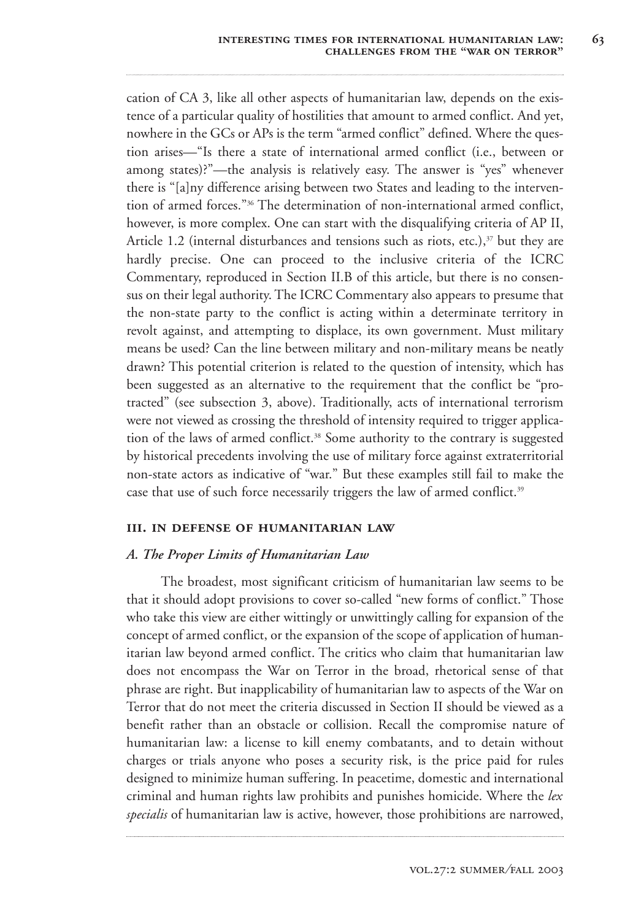cation of CA 3, like all other aspects of humanitarian law, depends on the existence of a particular quality of hostilities that amount to armed conflict. And yet, nowhere in the GCs or APs is the term "armed conflict" defined. Where the question arises—"Is there a state of international armed conflict (i.e., between or among states)?"—the analysis is relatively easy. The answer is "yes" whenever there is "[a]ny difference arising between two States and leading to the intervention of armed forces."[36] The determination of non-international armed conflict, however, is more complex. One can start with the disqualifying criteria of AP II, Article 1.2 (internal disturbances and tensions such as riots, etc.),[37] but they are hardly precise. One can proceed to the inclusive criteria of the ICRC Commentary, reproduced in Section II.B of this article, but there is no consensus on their legal authority. The ICRC Commentary also appears to presume that the non-state party to the conflict is acting within a determinate territory in revolt against, and attempting to displace, its own government. Must military means be used? Can the line between military and non-military means be neatly drawn? This potential criterion is related to the question of intensity, which has been suggested as an alternative to the requirement that the conflict be "protracted" (see subsection 3, above). Traditionally, acts of international terrorism were not viewed as crossing the threshold of intensity required to trigger application of the laws of armed conflict.[38] Some authority to the contrary is suggested by historical precedents involving the use of military force against extraterritorial non-state actors as indicative of "war." But these examples still fail to make the case that use of such force necessarily triggers the law of armed conflict.[39]

## III. IN DEFENSE OF HUMANITARIAN LAW

### *A. The Proper Limits of Humanitarian Law*

The broadest, most significant criticism of humanitarian law seems to be that it should adopt provisions to cover so-called "new forms of conflict." Those who take this view are either wittingly or unwittingly calling for expansion of the concept of armed conflict, or the expansion of the scope of application of humanitarian law beyond armed conflict. The critics who claim that humanitarian law does not encompass the War on Terror in the broad, rhetorical sense of that phrase are right. But inapplicability of humanitarian law to aspects of the War on Terror that do not meet the criteria discussed in Section II should be viewed as a benefit rather than an obstacle or collision. Recall the compromise nature of humanitarian law: a license to kill enemy combatants, and to detain without charges or trials anyone who poses a security risk, is the price paid for rules designed to minimize human suffering. In peacetime, domestic and international criminal and human rights law prohibits and punishes homicide. Where the *lex specialis* of humanitarian law is active, however, those prohibitions are narrowed,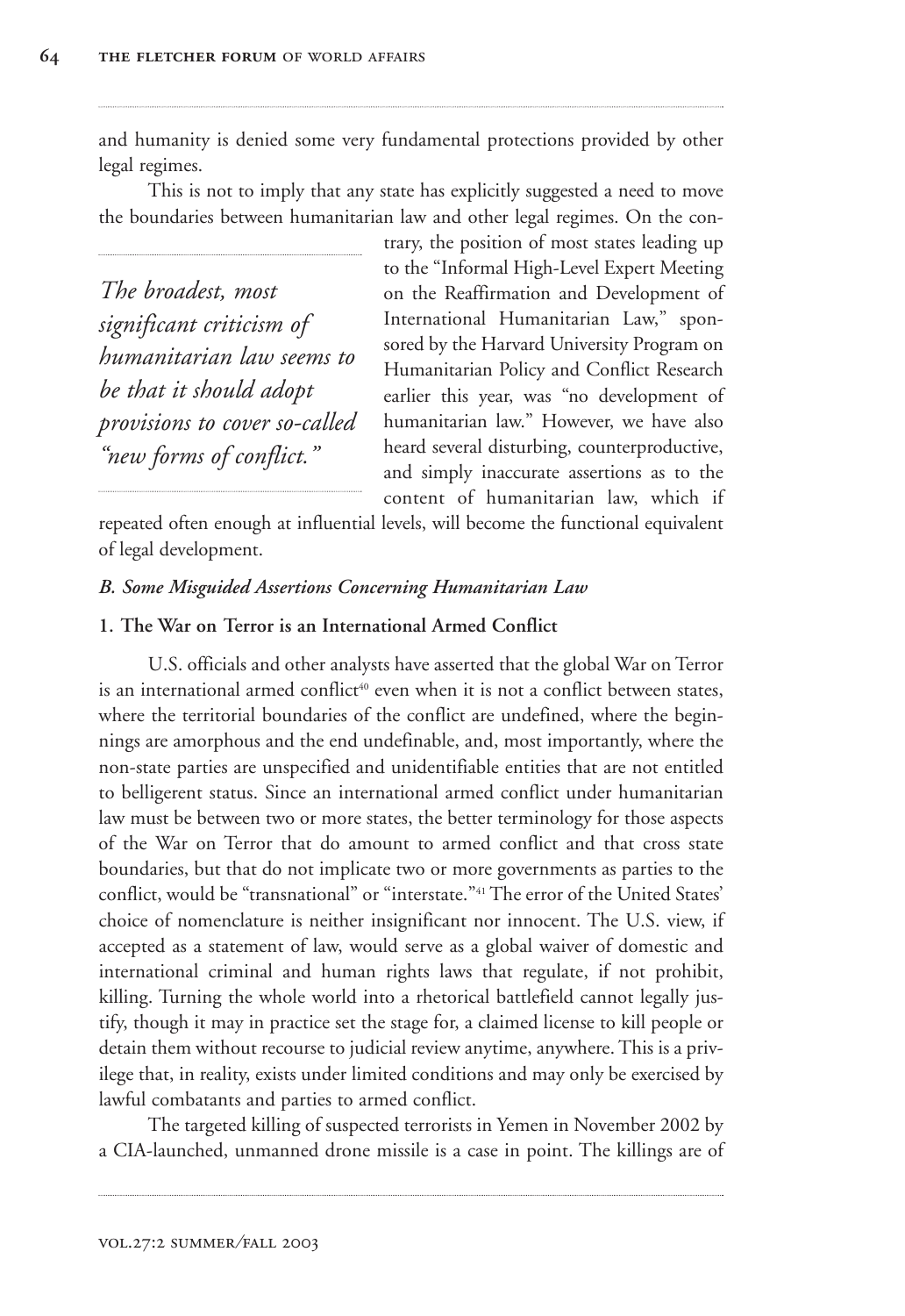and humanity is denied some very fundamental protections provided by other legal regimes.

This is not to imply that any state has explicitly suggested a need to move the boundaries between humanitarian law and other legal regimes. On the contrary, the position of most states leading up to the "Informal High-Level Expert Meeting on the Reaffirmation and Development of International Humanitarian Law," sponsored by the Harvard University Program on Humanitarian Policy and Conflict Research earlier this year, was "no development of humanitarian law." However, we have also heard several disturbing, counterproductive, and simply inaccurate assertions as to the content of humanitarian law, which if repeated often enough at influential levels, will become the functional equivalent of legal development.

*The broadest, most significant criticism of humanitarian law seems to be that it should adopt provisions to cover so-called "new forms of conflict."*

### *B. Some Misguided Assertions Concerning Humanitarian Law*

#### 1. The War on Terror is an International Armed Conflict

U.S. officials and other analysts have asserted that the global War on Terror is an international armed conflict[40] even when it is not a conflict between states, where the territorial boundaries of the conflict are undefined, where the beginnings are amorphous and the end undefinable, and, most importantly, where the non-state parties are unspecified and unidentifiable entities that are not entitled to belligerent status. Since an international armed conflict under humanitarian law must be between two or more states, the better terminology for those aspects of the War on Terror that do amount to armed conflict and that cross state boundaries, but that do not implicate two or more governments as parties to the conflict, would be "transnational" or "interstate."[41] The error of the United States' choice of nomenclature is neither insignificant nor innocent. The U.S. view, if accepted as a statement of law, would serve as a global waiver of domestic and international criminal and human rights laws that regulate, if not prohibit, killing. Turning the whole world into a rhetorical battlefield cannot legally justify, though it may in practice set the stage for, a claimed license to kill people or detain them without recourse to judicial review anytime, anywhere. This is a privilege that, in reality, exists under limited conditions and may only be exercised by lawful combatants and parties to armed conflict.

The targeted killing of suspected terrorists in Yemen in November 2002 by a CIA-launched, unmanned drone missile is a case in point. The killings are of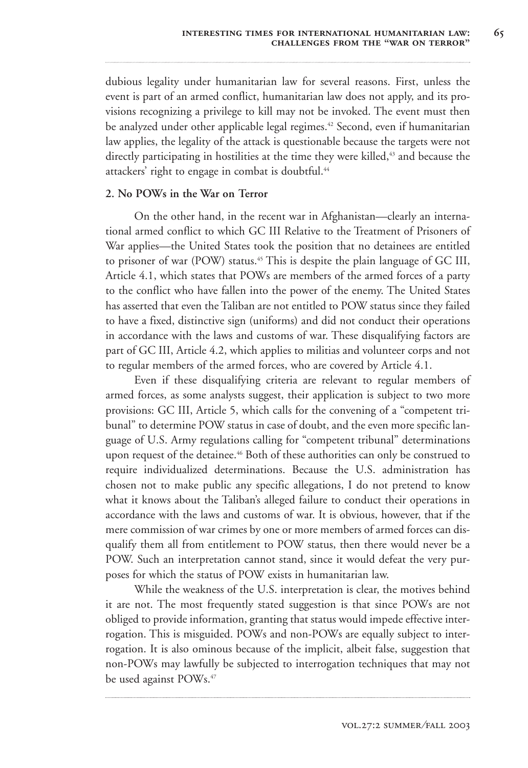dubious legality under humanitarian law for several reasons. First, unless the event is part of an armed conflict, humanitarian law does not apply, and its provisions recognizing a privilege to kill may not be invoked. The event must then be analyzed under other applicable legal regimes.[42] Second, even if humanitarian law applies, the legality of the attack is questionable because the targets were not directly participating in hostilities at the time they were killed,[43] and because the attackers' right to engage in combat is doubtful.[44]

### 2. No POWs in the War on Terror

On the other hand, in the recent war in Afghanistan—clearly an international armed conflict to which GC III Relative to the Treatment of Prisoners of War applies—the United States took the position that no detainees are entitled to prisoner of war (POW) status.[45] This is despite the plain language of GC III, Article 4.1, which states that POWs are members of the armed forces of a party to the conflict who have fallen into the power of the enemy. The United States has asserted that even the Taliban are not entitled to POW status since they failed to have a fixed, distinctive sign (uniforms) and did not conduct their operations in accordance with the laws and customs of war. These disqualifying factors are part of GC III, Article 4.2, which applies to militias and volunteer corps and not to regular members of the armed forces, who are covered by Article 4.1.

Even if these disqualifying criteria are relevant to regular members of armed forces, as some analysts suggest, their application is subject to two more provisions: GC III, Article 5, which calls for the convening of a "competent tribunal" to determine POW status in case of doubt, and the even more specific language of U.S. Army regulations calling for "competent tribunal" determinations upon request of the detainee.[46] Both of these authorities can only be construed to require individualized determinations. Because the U.S. administration has chosen not to make public any specific allegations, I do not pretend to know what it knows about the Taliban's alleged failure to conduct their operations in accordance with the laws and customs of war. It is obvious, however, that if the mere commission of war crimes by one or more members of armed forces can disqualify them all from entitlement to POW status, then there would never be a POW. Such an interpretation cannot stand, since it would defeat the very purposes for which the status of POW exists in humanitarian law.

While the weakness of the U.S. interpretation is clear, the motives behind it are not. The most frequently stated suggestion is that since POWs are not obliged to provide information, granting that status would impede effective interrogation. This is misguided. POWs and non-POWs are equally subject to interrogation. It is also ominous because of the implicit, albeit false, suggestion that non-POWs may lawfully be subjected to interrogation techniques that may not be used against POWs.[47]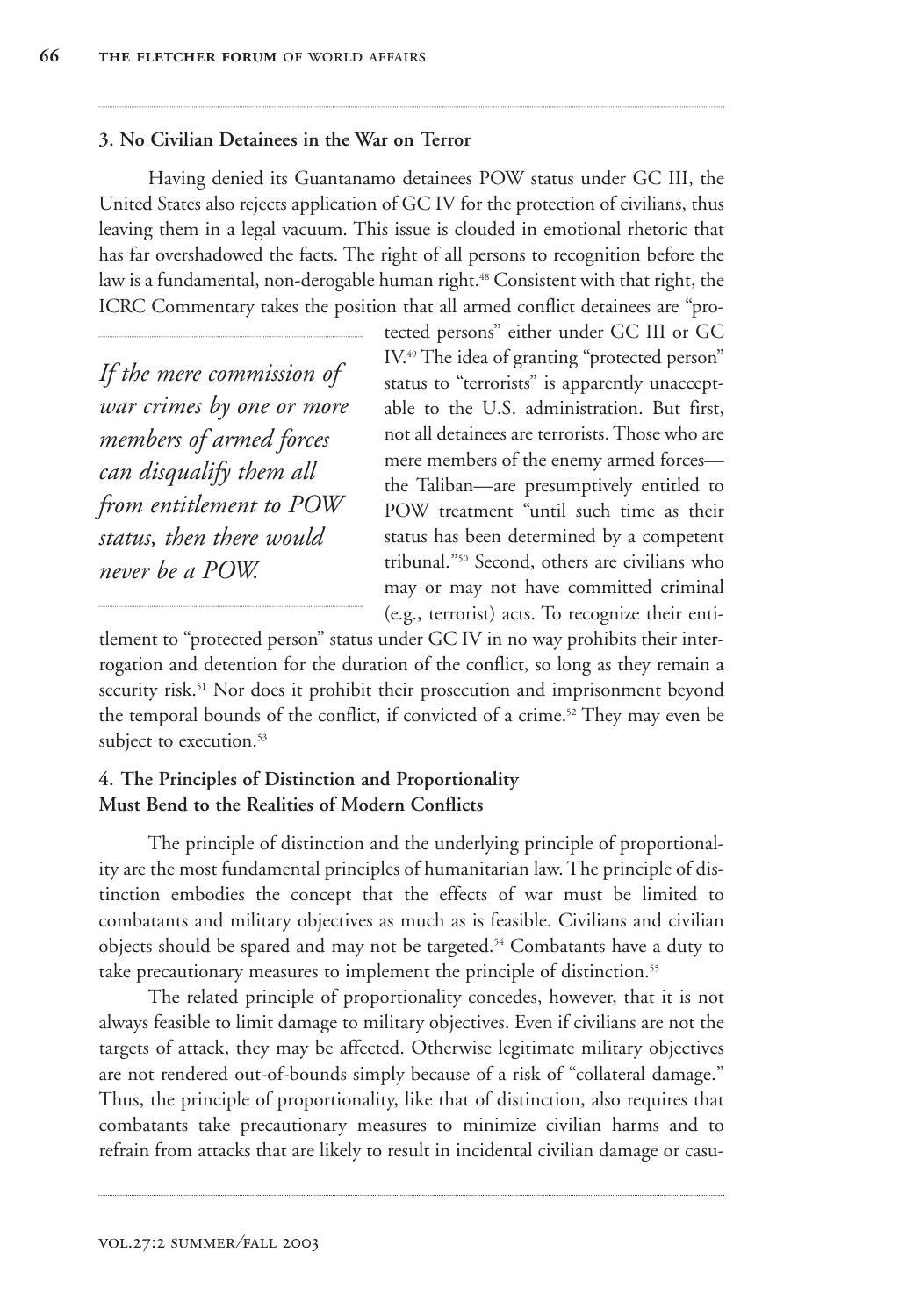### 3. No Civilian Detainees in the War on Terror

Having denied its Guantanamo detainees POW status under GC III, the United States also rejects application of GC IV for the protection of civilians, thus leaving them in a legal vacuum. This issue is clouded in emotional rhetoric that has far overshadowed the facts. The right of all persons to recognition before the law is a fundamental, non-derogable human right.[48] Consistent with that right, the ICRC Commentary takes the position that all armed conflict detainees are "protected persons" either under GC III or GC IV.[49] The idea of granting "protected person" status to "terrorists" is apparently unacceptable to the U.S. administration. But first, not all detainees are terrorists. Those who are mere members of the enemy armed forces—the Taliban—are presumptively entitled to POW treatment "until such time as their status has been determined by a competent tribunal."[50] Second, others are civilians who may or may not have committed criminal (e.g., terrorist) acts. To recognize their entitlement to "protected person" status under GC IV in no way prohibits their interrogation and detention for the duration of the conflict, so long as they remain a security risk.[51] Nor does it prohibit their prosecution and imprisonment beyond the temporal bounds of the conflict, if convicted of a crime.[52] They may even be subject to execution.[53]

> *If the mere commission of war crimes by one or more members of armed forces can disqualify them all from entitlement to POW status, then there would never be a POW.*

### 4. The Principles of Distinction and Proportionality Must Bend to the Realities of Modern Conflicts

The principle of distinction and the underlying principle of proportionality are the most fundamental principles of humanitarian law. The principle of distinction embodies the concept that the effects of war must be limited to combatants and military objectives as much as is feasible. Civilians and civilian objects should be spared and may not be targeted.[54] Combatants have a duty to take precautionary measures to implement the principle of distinction.[55]

The related principle of proportionality concedes, however, that it is not always feasible to limit damage to military objectives. Even if civilians are not the targets of attack, they may be affected. Otherwise legitimate military objectives are not rendered out-of-bounds simply because of a risk of "collateral damage." Thus, the principle of proportionality, like that of distinction, also requires that combatants take precautionary measures to minimize civilian harms and to refrain from attacks that are likely to result in incidental civilian damage or casu-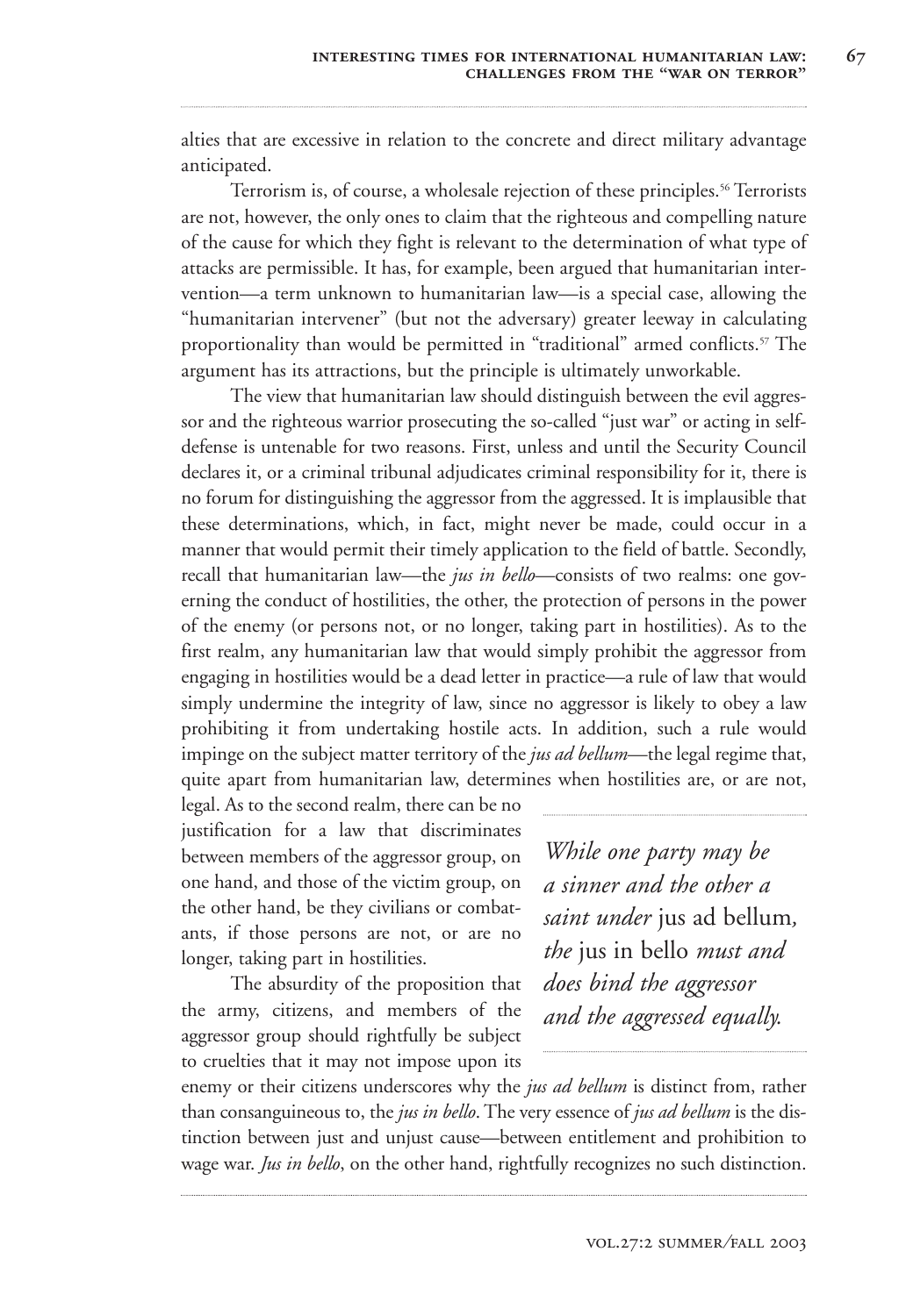alties that are excessive in relation to the concrete and direct military advantage anticipated.

Terrorism is, of course, a wholesale rejection of these principles.[56] Terrorists are not, however, the only ones to claim that the righteous and compelling nature of the cause for which they fight is relevant to the determination of what type of attacks are permissible. It has, for example, been argued that humanitarian intervention—a term unknown to humanitarian law—is a special case, allowing the "humanitarian intervener" (but not the adversary) greater leeway in calculating proportionality than would be permitted in "traditional" armed conflicts.[57] The argument has its attractions, but the principle is ultimately unworkable.

The view that humanitarian law should distinguish between the evil aggressor and the righteous warrior prosecuting the so-called "just war" or acting in self-defense is untenable for two reasons. First, unless and until the Security Council declares it, or a criminal tribunal adjudicates criminal responsibility for it, there is no forum for distinguishing the aggressor from the aggressed. It is implausible that these determinations, which, in fact, might never be made, could occur in a manner that would permit their timely application to the field of battle. Secondly, recall that humanitarian law—the *jus in bello*—consists of two realms: one governing the conduct of hostilities, the other, the protection of persons in the power of the enemy (or persons not, or no longer, taking part in hostilities). As to the first realm, any humanitarian law that would simply prohibit the aggressor from engaging in hostilities would be a dead letter in practice—a rule of law that would simply undermine the integrity of law, since no aggressor is likely to obey a law prohibiting it from undertaking hostile acts. In addition, such a rule would impinge on the subject matter territory of the *jus ad bellum*—the legal regime that, quite apart from humanitarian law, determines when hostilities are, or are not, legal. As to the second realm, there can be no justification for a law that discriminates between members of the aggressor group, on one hand, and those of the victim group, on the other hand, be they civilians or combatants, if those persons are not, or are no longer, taking part in hostilities.

*While one party may be a sinner and the other a saint under* jus ad bellum*, the* jus in bello *must and does bind the aggressor and the aggressed equally.*

The absurdity of the proposition that the army, citizens, and members of the aggressor group should rightfully be subject to cruelties that it may not impose upon its enemy or their citizens underscores why the *jus ad bellum* is distinct from, rather than consanguineous to, the *jus in bello*. The very essence of *jus ad bellum* is the distinction between just and unjust cause—between entitlement and prohibition to wage war. *Jus in bello*, on the other hand, rightfully recognizes no such distinction.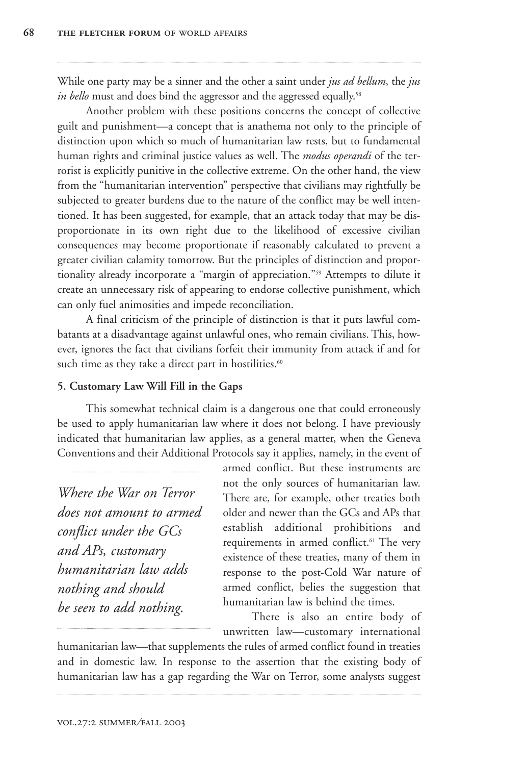While one party may be a sinner and the other a saint under *jus ad bellum*, the *jus in bello* must and does bind the aggressor and the aggressed equally.[58]

Another problem with these positions concerns the concept of collective guilt and punishment—a concept that is anathema not only to the principle of distinction upon which so much of humanitarian law rests, but to fundamental human rights and criminal justice values as well. The *modus operandi* of the terrorist is explicitly punitive in the collective extreme. On the other hand, the view from the "humanitarian intervention" perspective that civilians may rightfully be subjected to greater burdens due to the nature of the conflict may be well intentioned. It has been suggested, for example, that an attack today that may be disproportionate in its own right due to the likelihood of excessive civilian consequences may become proportionate if reasonably calculated to prevent a greater civilian calamity tomorrow. But the principles of distinction and proportionality already incorporate a "margin of appreciation."[59] Attempts to dilute it create an unnecessary risk of appearing to endorse collective punishment, which can only fuel animosities and impede reconciliation.

A final criticism of the principle of distinction is that it puts lawful combatants at a disadvantage against unlawful ones, who remain civilians. This, however, ignores the fact that civilians forfeit their immunity from attack if and for such time as they take a direct part in hostilities.[60]

**5. Customary Law Will Fill in the Gaps**

This somewhat technical claim is a dangerous one that could erroneously be used to apply humanitarian law where it does not belong. I have previously indicated that humanitarian law applies, as a general matter, when the Geneva Conventions and their Additional Protocols say it applies, namely, in the event of armed conflict. But these instruments are not the only sources of humanitarian law. There are, for example, other treaties both older and newer than the GCs and APs that establish additional prohibitions and requirements in armed conflict.[61] The very existence of these treaties, many of them in response to the post-Cold War nature of armed conflict, belies the suggestion that humanitarian law is behind the times.

*Where the War on Terror does not amount to armed conflict under the GCs and APs, customary humanitarian law adds nothing and should be seen to add nothing.*

There is also an entire body of unwritten law—customary international humanitarian law—that supplements the rules of armed conflict found in treaties and in domestic law. In response to the assertion that the existing body of humanitarian law has a gap regarding the War on Terror, some analysts suggest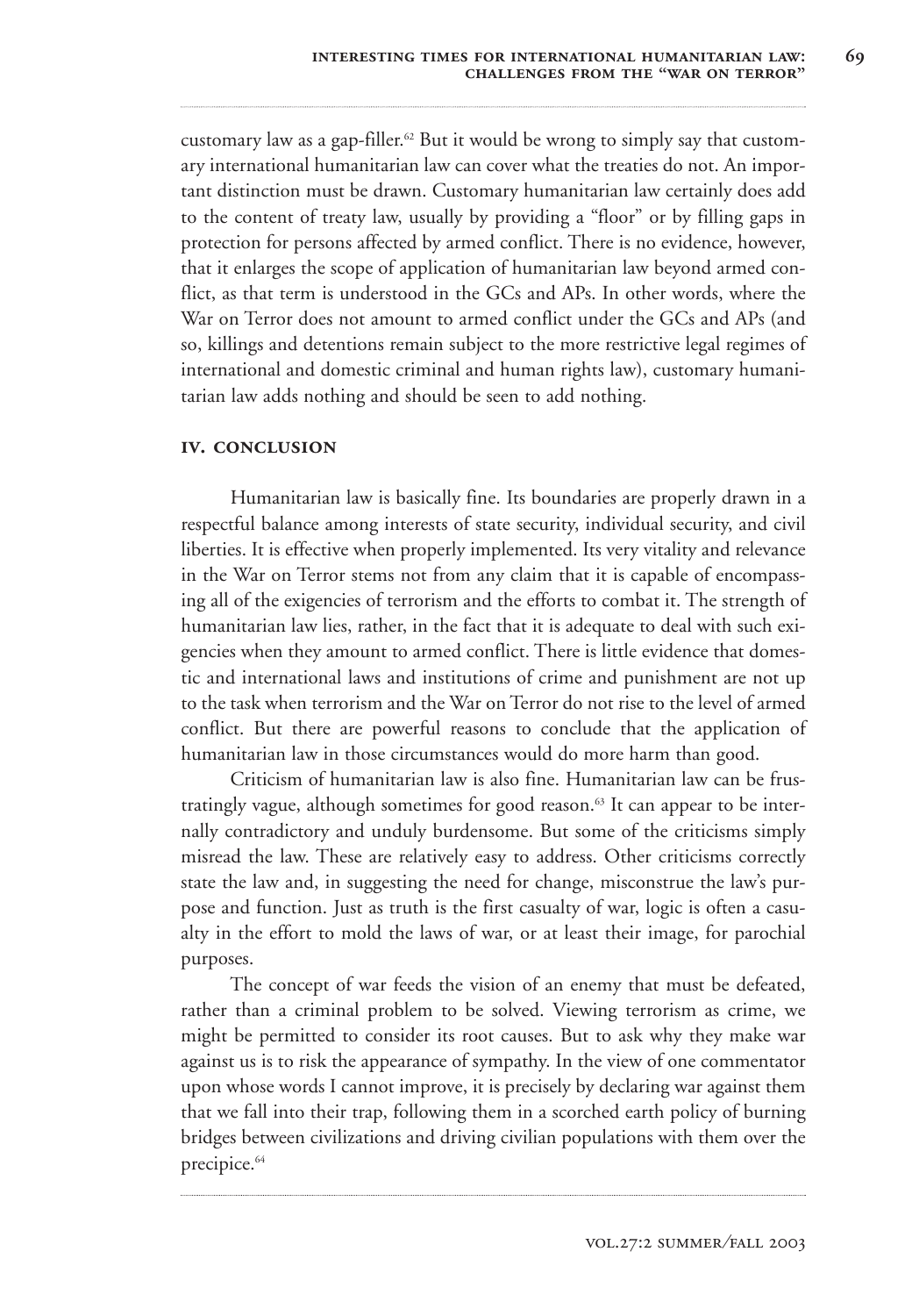customary law as a gap-filler.[62] But it would be wrong to simply say that customary international humanitarian law can cover what the treaties do not. An important distinction must be drawn. Customary humanitarian law certainly does add to the content of treaty law, usually by providing a "floor" or by filling gaps in protection for persons affected by armed conflict. There is no evidence, however, that it enlarges the scope of application of humanitarian law beyond armed conflict, as that term is understood in the GCs and APs. In other words, where the War on Terror does not amount to armed conflict under the GCs and APs (and so, killings and detentions remain subject to the more restrictive legal regimes of international and domestic criminal and human rights law), customary humanitarian law adds nothing and should be seen to add nothing.

## IV. CONCLUSION

Humanitarian law is basically fine. Its boundaries are properly drawn in a respectful balance among interests of state security, individual security, and civil liberties. It is effective when properly implemented. Its very vitality and relevance in the War on Terror stems not from any claim that it is capable of encompassing all of the exigencies of terrorism and the efforts to combat it. The strength of humanitarian law lies, rather, in the fact that it is adequate to deal with such exigencies when they amount to armed conflict. There is little evidence that domestic and international laws and institutions of crime and punishment are not up to the task when terrorism and the War on Terror do not rise to the level of armed conflict. But there are powerful reasons to conclude that the application of humanitarian law in those circumstances would do more harm than good.

Criticism of humanitarian law is also fine. Humanitarian law can be frustratingly vague, although sometimes for good reason.[63] It can appear to be internally contradictory and unduly burdensome. But some of the criticisms simply misread the law. These are relatively easy to address. Other criticisms correctly state the law and, in suggesting the need for change, misconstrue the law's purpose and function. Just as truth is the first casualty of war, logic is often a casualty in the effort to mold the laws of war, or at least their image, for parochial purposes.

The concept of war feeds the vision of an enemy that must be defeated, rather than a criminal problem to be solved. Viewing terrorism as crime, we might be permitted to consider its root causes. But to ask why they make war against us is to risk the appearance of sympathy. In the view of one commentator upon whose words I cannot improve, it is precisely by declaring war against them that we fall into their trap, following them in a scorched earth policy of burning bridges between civilizations and driving civilian populations with them over the precipice.[64]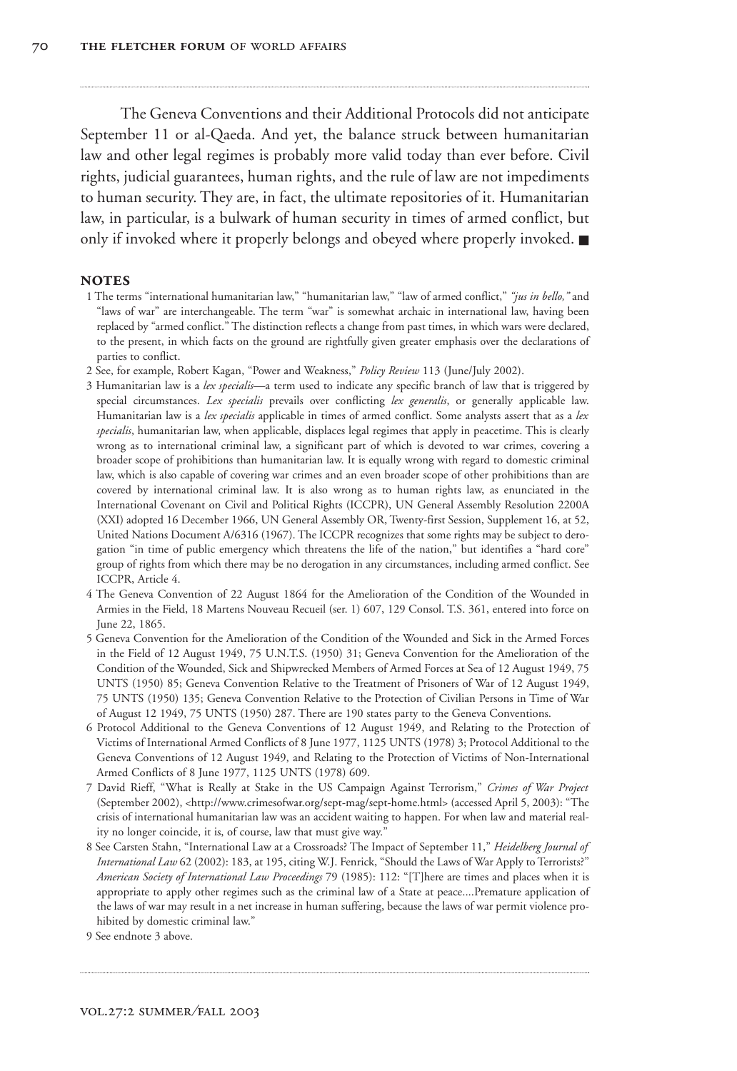The Geneva Conventions and their Additional Protocols did not anticipate September 11 or al-Qaeda. And yet, the balance struck between humanitarian law and other legal regimes is probably more valid today than ever before. Civil rights, judicial guarantees, human rights, and the rule of law are not impediments to human security. They are, in fact, the ultimate repositories of it. Humanitarian law, in particular, is a bulwark of human security in times of armed conflict, but only if invoked where it properly belongs and obeyed where properly invoked. ■

## NOTES

1 The terms "international humanitarian law," "humanitarian law," "law of armed conflict," *"jus in bello,"* and "laws of war" are interchangeable. The term "war" is somewhat archaic in international law, having been replaced by "armed conflict." The distinction reflects a change from past times, in which wars were declared, to the present, in which facts on the ground are rightfully given greater emphasis over the declarations of parties to conflict.

2 See, for example, Robert Kagan, "Power and Weakness," *Policy Review* 113 (June/July 2002).

3 Humanitarian law is a *lex specialis*—a term used to indicate any specific branch of law that is triggered by special circumstances. *Lex specialis* prevails over conflicting *lex generalis*, or generally applicable law. Humanitarian law is a *lex specialis* applicable in times of armed conflict. Some analysts assert that as a *lex specialis*, humanitarian law, when applicable, displaces legal regimes that apply in peacetime. This is clearly wrong as to international criminal law, a significant part of which is devoted to war crimes, covering a broader scope of prohibitions than humanitarian law. It is equally wrong with regard to domestic criminal law, which is also capable of covering war crimes and an even broader scope of other prohibitions than are covered by international criminal law. It is also wrong as to human rights law, as enunciated in the International Covenant on Civil and Political Rights (ICCPR), UN General Assembly Resolution 2200A (XXI) adopted 16 December 1966, UN General Assembly OR, Twenty-first Session, Supplement 16, at 52, United Nations Document A/6316 (1967). The ICCPR recognizes that some rights may be subject to derogation "in time of public emergency which threatens the life of the nation," but identifies a "hard core" group of rights from which there may be no derogation in any circumstances, including armed conflict. See ICCPR, Article 4.

4 The Geneva Convention of 22 August 1864 for the Amelioration of the Condition of the Wounded in Armies in the Field, 18 Martens Nouveau Recueil (ser. 1) 607, 129 Consol. T.S. 361, entered into force on June 22, 1865.

5 Geneva Convention for the Amelioration of the Condition of the Wounded and Sick in the Armed Forces in the Field of 12 August 1949, 75 U.N.T.S. (1950) 31; Geneva Convention for the Amelioration of the Condition of the Wounded, Sick and Shipwrecked Members of Armed Forces at Sea of 12 August 1949, 75 UNTS (1950) 85; Geneva Convention Relative to the Treatment of Prisoners of War of 12 August 1949, 75 UNTS (1950) 135; Geneva Convention Relative to the Protection of Civilian Persons in Time of War of August 12 1949, 75 UNTS (1950) 287. There are 190 states party to the Geneva Conventions.

6 Protocol Additional to the Geneva Conventions of 12 August 1949, and Relating to the Protection of Victims of International Armed Conflicts of 8 June 1977, 1125 UNTS (1978) 3; Protocol Additional to the Geneva Conventions of 12 August 1949, and Relating to the Protection of Victims of Non-International Armed Conflicts of 8 June 1977, 1125 UNTS (1978) 609.

7 David Rieff, "What is Really at Stake in the US Campaign Against Terrorism," *Crimes of War Project* (September 2002), <http://www.crimesofwar.org/sept-mag/sept-home.html> (accessed April 5, 2003): "The crisis of international humanitarian law was an accident waiting to happen. For when law and material reality no longer coincide, it is, of course, law that must give way."

8 See Carsten Stahn, "International Law at a Crossroads? The Impact of September 11," *Heidelberg Journal of International Law* 62 (2002): 183, at 195, citing W.J. Fenrick, "Should the Laws of War Apply to Terrorists?" *American Society of International Law Proceedings* 79 (1985): 112: "[T]here are times and places when it is appropriate to apply other regimes such as the criminal law of a State at peace....Premature application of the laws of war may result in a net increase in human suffering, because the laws of war permit violence prohibited by domestic criminal law."

9 See endnote 3 above.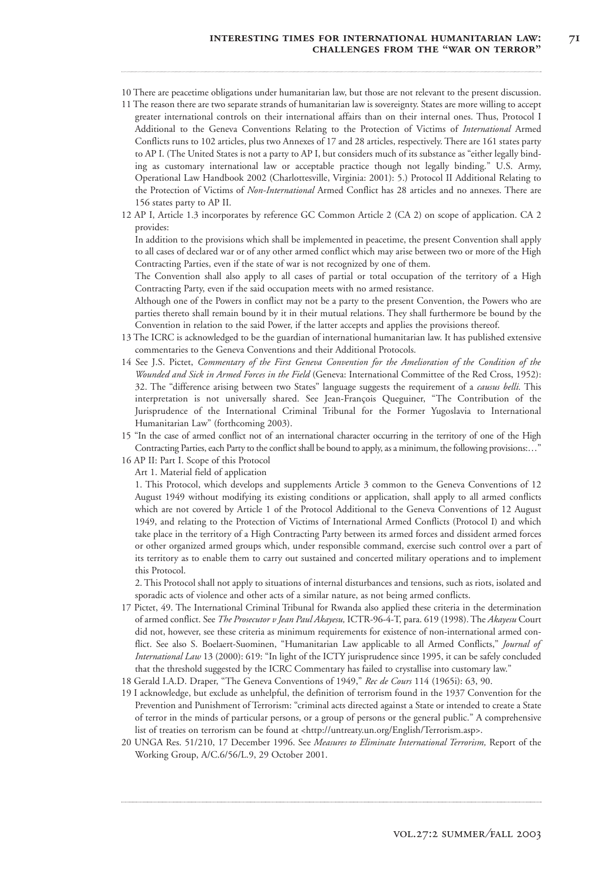10 There are peacetime obligations under humanitarian law, but those are not relevant to the present discussion.

11 The reason there are two separate strands of humanitarian law is sovereignty. States are more willing to accept greater international controls on their international affairs than on their internal ones. Thus, Protocol I Additional to the Geneva Conventions Relating to the Protection of Victims of *International* Armed Conflicts runs to 102 articles, plus two Annexes of 17 and 28 articles, respectively. There are 161 states party to AP I. (The United States is not a party to AP I, but considers much of its substance as "either legally binding as customary international law or acceptable practice though not legally binding." U.S. Army, Operational Law Handbook 2002 (Charlottesville, Virginia: 2001): 5.) Protocol II Additional Relating to the Protection of Victims of *Non-International* Armed Conflict has 28 articles and no annexes. There are 156 states party to AP II.

12 AP I, Article 1.3 incorporates by reference GC Common Article 2 (CA 2) on scope of application. CA 2 provides:

In addition to the provisions which shall be implemented in peacetime, the present Convention shall apply to all cases of declared war or of any other armed conflict which may arise between two or more of the High Contracting Parties, even if the state of war is not recognized by one of them.

The Convention shall also apply to all cases of partial or total occupation of the territory of a High Contracting Party, even if the said occupation meets with no armed resistance.

Although one of the Powers in conflict may not be a party to the present Convention, the Powers who are parties thereto shall remain bound by it in their mutual relations. They shall furthermore be bound by the Convention in relation to the said Power, if the latter accepts and applies the provisions thereof.

13 The ICRC is acknowledged to be the guardian of international humanitarian law. It has published extensive commentaries to the Geneva Conventions and their Additional Protocols.

14 See J.S. Pictet, *Commentary of the First Geneva Convention for the Amelioration of the Condition of the Wounded and Sick in Armed Forces in the Field* (Geneva: International Committee of the Red Cross, 1952): 32. The "difference arising between two States" language suggests the requirement of a *causus belli.* This interpretation is not universally shared. See Jean-François Queguiner, "The Contribution of the Jurisprudence of the International Criminal Tribunal for the Former Yugoslavia to International Humanitarian Law" (forthcoming 2003).

15 "In the case of armed conflict not of an international character occurring in the territory of one of the High Contracting Parties, each Party to the conflict shall be bound to apply, as a minimum, the following provisions:…"

16 AP II: Part I. Scope of this Protocol

Art 1. Material field of application

1. This Protocol, which develops and supplements Article 3 common to the Geneva Conventions of 12 August 1949 without modifying its existing conditions or application, shall apply to all armed conflicts which are not covered by Article 1 of the Protocol Additional to the Geneva Conventions of 12 August 1949, and relating to the Protection of Victims of International Armed Conflicts (Protocol I) and which take place in the territory of a High Contracting Party between its armed forces and dissident armed forces or other organized armed groups which, under responsible command, exercise such control over a part of its territory as to enable them to carry out sustained and concerted military operations and to implement this Protocol.

2. This Protocol shall not apply to situations of internal disturbances and tensions, such as riots, isolated and sporadic acts of violence and other acts of a similar nature, as not being armed conflicts.

17 Pictet, 49. The International Criminal Tribunal for Rwanda also applied these criteria in the determination of armed conflict. See *The Prosecutor v Jean Paul Akayesu,* ICTR-96-4-T, para. 619 (1998). The *Akayesu* Court did not, however, see these criteria as minimum requirements for existence of non-international armed conflict. See also S. Boelaert-Suominen, "Humanitarian Law applicable to all Armed Conflicts," *Journal of International Law* 13 (2000): 619: "In light of the ICTY jurisprudence since 1995, it can be safely concluded that the threshold suggested by the ICRC Commentary has failed to crystallise into customary law."

18 Gerald I.A.D. Draper, "The Geneva Conventions of 1949," *Rec de Cours* 114 (1965i): 63, 90.

19 I acknowledge, but exclude as unhelpful, the definition of terrorism found in the 1937 Convention for the Prevention and Punishment of Terrorism: "criminal acts directed against a State or intended to create a State of terror in the minds of particular persons, or a group of persons or the general public." A comprehensive list of treaties on terrorism can be found at <http://untreaty.un.org/English/Terrorism.asp>.

20 UNGA Res. 51/210, 17 December 1996. See *Measures to Eliminate International Terrorism,* Report of the Working Group, A/C.6/56/L.9, 29 October 2001.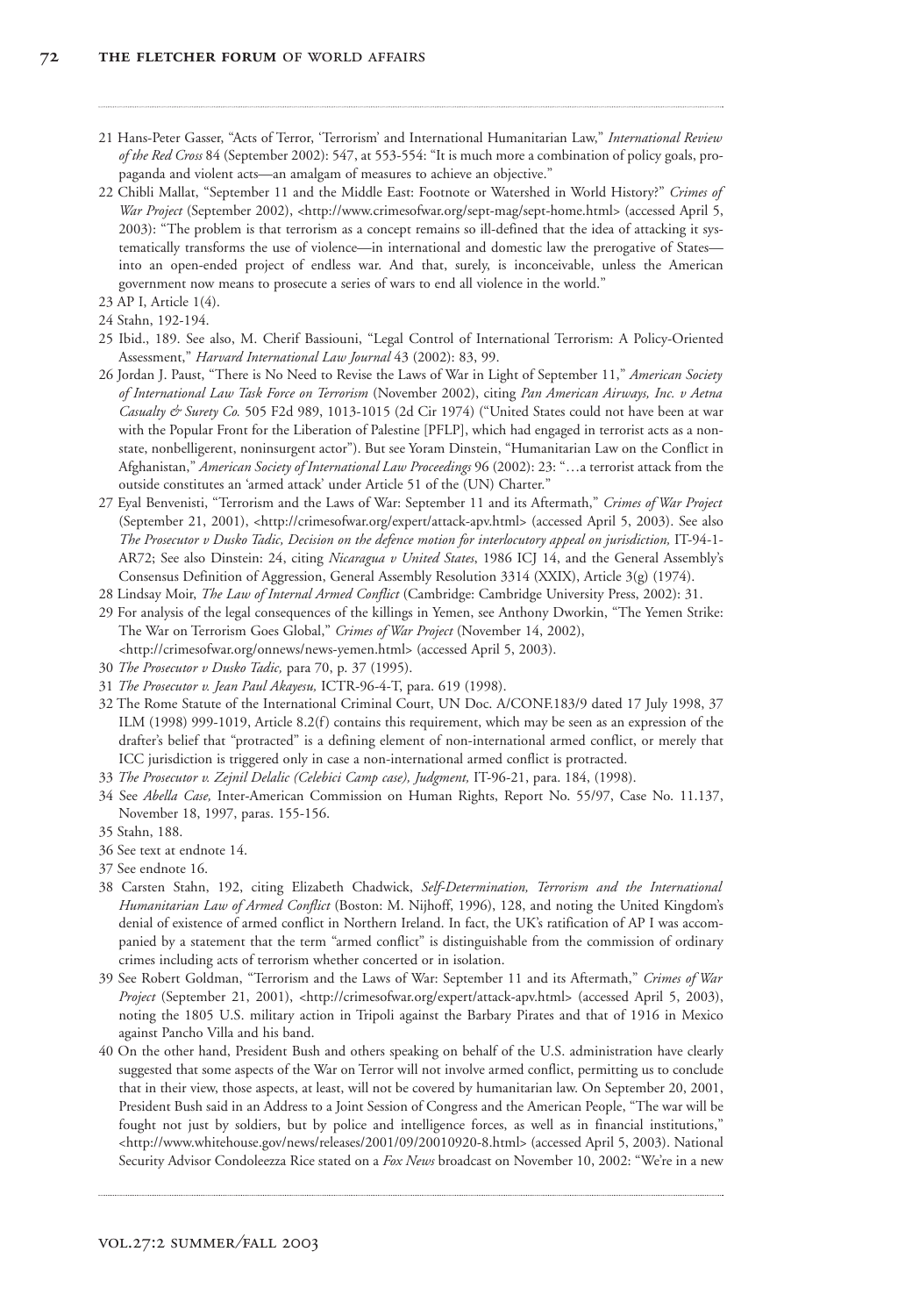21 Hans-Peter Gasser, "Acts of Terror, 'Terrorism' and International Humanitarian Law," *International Review of the Red Cross* 84 (September 2002): 547, at 553-554: "It is much more a combination of policy goals, propaganda and violent acts—an amalgam of measures to achieve an objective."

22 Chibli Mallat, "September 11 and the Middle East: Footnote or Watershed in World History?" *Crimes of War Project* (September 2002), <http://www.crimesofwar.org/sept-mag/sept-home.html> (accessed April 5, 2003): "The problem is that terrorism as a concept remains so ill-defined that the idea of attacking it systematically transforms the use of violence—in international and domestic law the prerogative of States—into an open-ended project of endless war. And that, surely, is inconceivable, unless the American government now means to prosecute a series of wars to end all violence in the world."

23 AP I, Article 1(4).

24 Stahn, 192-194.

25 Ibid., 189. See also, M. Cherif Bassiouni, "Legal Control of International Terrorism: A Policy-Oriented Assessment," *Harvard International Law Journal* 43 (2002): 83, 99.

26 Jordan J. Paust, "There is No Need to Revise the Laws of War in Light of September 11," *American Society of International Law Task Force on Terrorism* (November 2002), citing *Pan American Airways, Inc. v Aetna Casualty & Surety Co.* 505 F2d 989, 1013-1015 (2d Cir 1974) ("United States could not have been at war with the Popular Front for the Liberation of Palestine [PFLP], which had engaged in terrorist acts as a non-state, nonbelligerent, noninsurgent actor"). But see Yoram Dinstein, "Humanitarian Law on the Conflict in Afghanistan," *American Society of International Law Proceedings* 96 (2002): 23: "…a terrorist attack from the outside constitutes an 'armed attack' under Article 51 of the (UN) Charter."

27 Eyal Benvenisti, "Terrorism and the Laws of War: September 11 and its Aftermath," *Crimes of War Project* (September 21, 2001), <http://crimesofwar.org/expert/attack-apv.html> (accessed April 5, 2003). See also *The Prosecutor v Dusko Tadic, Decision on the defence motion for interlocutory appeal on jurisdiction,* IT-94-1-AR72; See also Dinstein: 24, citing *Nicaragua v United States*, 1986 ICJ 14, and the General Assembly's Consensus Definition of Aggression, General Assembly Resolution 3314 (XXIX), Article 3(g) (1974).

28 Lindsay Moir, *The Law of Internal Armed Conflict* (Cambridge: Cambridge University Press, 2002): 31.

29 For analysis of the legal consequences of the killings in Yemen, see Anthony Dworkin, "The Yemen Strike: The War on Terrorism Goes Global," *Crimes of War Project* (November 14, 2002), <http://crimesofwar.org/onnews/news-yemen.html> (accessed April 5, 2003).

30 *The Prosecutor v Dusko Tadic,* para 70, p. 37 (1995).

31 *The Prosecutor v. Jean Paul Akayesu,* ICTR-96-4-T, para. 619 (1998).

32 The Rome Statute of the International Criminal Court, UN Doc. A/CONF.183/9 dated 17 July 1998, 37 ILM (1998) 999-1019, Article 8.2(f) contains this requirement, which may be seen as an expression of the drafter's belief that "protracted" is a defining element of non-international armed conflict, or merely that ICC jurisdiction is triggered only in case a non-international armed conflict is protracted.

33 *The Prosecutor v. Zejnil Delalic (Celebici Camp case), Judgment,* IT-96-21, para. 184, (1998).

34 See *Abella Case,* Inter-American Commission on Human Rights, Report No. 55/97, Case No. 11.137, November 18, 1997, paras. 155-156.

35 Stahn, 188.

36 See text at endnote 14.

37 See endnote 16.

38 Carsten Stahn, 192, citing Elizabeth Chadwick, *Self-Determination, Terrorism and the International Humanitarian Law of Armed Conflict* (Boston: M. Nijhoff, 1996), 128, and noting the United Kingdom's denial of existence of armed conflict in Northern Ireland. In fact, the UK's ratification of AP I was accompanied by a statement that the term "armed conflict" is distinguishable from the commission of ordinary crimes including acts of terrorism whether concerted or in isolation.

39 See Robert Goldman, "Terrorism and the Laws of War: September 11 and its Aftermath," *Crimes of War Project* (September 21, 2001), <http://crimesofwar.org/expert/attack-apv.html> (accessed April 5, 2003), noting the 1805 U.S. military action in Tripoli against the Barbary Pirates and that of 1916 in Mexico against Pancho Villa and his band.

40 On the other hand, President Bush and others speaking on behalf of the U.S. administration have clearly suggested that some aspects of the War on Terror will not involve armed conflict, permitting us to conclude that in their view, those aspects, at least, will not be covered by humanitarian law. On September 20, 2001, President Bush said in an Address to a Joint Session of Congress and the American People, "The war will be fought not just by soldiers, but by police and intelligence forces, as well as in financial institutions," <http://www.whitehouse.gov/news/releases/2001/09/20010920-8.html> (accessed April 5, 2003). National Security Advisor Condoleezza Rice stated on a *Fox News* broadcast on November 10, 2002: "We're in a new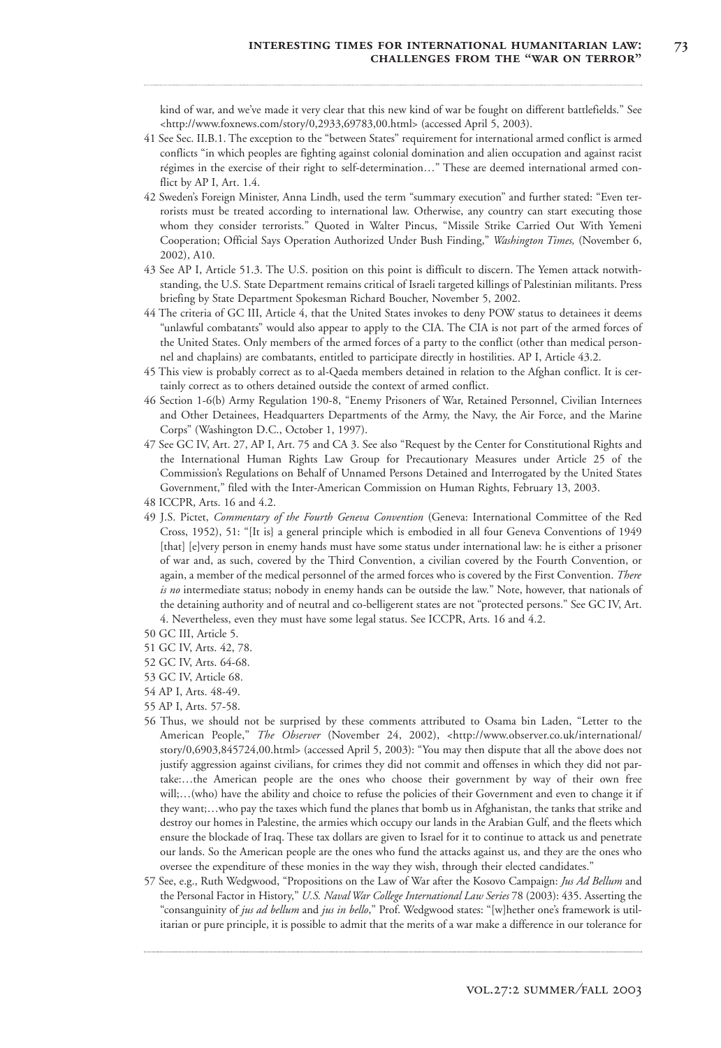kind of war, and we've made it very clear that this new kind of war be fought on different battlefields." See <http://www.foxnews.com/story/0,2933,69783,00.html> (accessed April 5, 2003).

41 See Sec. II.B.1. The exception to the "between States" requirement for international armed conflict is armed conflicts "in which peoples are fighting against colonial domination and alien occupation and against racist régimes in the exercise of their right to self-determination…" These are deemed international armed conflict by AP I, Art. 1.4.

42 Sweden's Foreign Minister, Anna Lindh, used the term "summary execution" and further stated: "Even terrorists must be treated according to international law. Otherwise, any country can start executing those whom they consider terrorists." Quoted in Walter Pincus, "Missile Strike Carried Out With Yemeni Cooperation; Official Says Operation Authorized Under Bush Finding," *Washington Times,* (November 6, 2002), A10.

43 See AP I, Article 51.3. The U.S. position on this point is difficult to discern. The Yemen attack notwithstanding, the U.S. State Department remains critical of Israeli targeted killings of Palestinian militants. Press briefing by State Department Spokesman Richard Boucher, November 5, 2002.

44 The criteria of GC III, Article 4, that the United States invokes to deny POW status to detainees it deems "unlawful combatants" would also appear to apply to the CIA. The CIA is not part of the armed forces of the United States. Only members of the armed forces of a party to the conflict (other than medical personnel and chaplains) are combatants, entitled to participate directly in hostilities. AP I, Article 43.2.

45 This view is probably correct as to al-Qaeda members detained in relation to the Afghan conflict. It is certainly correct as to others detained outside the context of armed conflict.

46 Section 1-6(b) Army Regulation 190-8, "Enemy Prisoners of War, Retained Personnel, Civilian Internees and Other Detainees, Headquarters Departments of the Army, the Navy, the Air Force, and the Marine Corps" (Washington D.C., October 1, 1997).

47 See GC IV, Art. 27, AP I, Art. 75 and CA 3. See also "Request by the Center for Constitutional Rights and the International Human Rights Law Group for Precautionary Measures under Article 25 of the Commission's Regulations on Behalf of Unnamed Persons Detained and Interrogated by the United States Government," filed with the Inter-American Commission on Human Rights, February 13, 2003.

48 ICCPR, Arts. 16 and 4.2.

49 J.S. Pictet, *Commentary of the Fourth Geneva Convention* (Geneva: International Committee of the Red Cross, 1952), 51: "[It is} a general principle which is embodied in all four Geneva Conventions of 1949 [that] [e]very person in enemy hands must have some status under international law: he is either a prisoner of war and, as such, covered by the Third Convention, a civilian covered by the Fourth Convention, or again, a member of the medical personnel of the armed forces who is covered by the First Convention. *There is no* intermediate status; nobody in enemy hands can be outside the law." Note, however, that nationals of the detaining authority and of neutral and co-belligerent states are not "protected persons." See GC IV, Art. 4. Nevertheless, even they must have some legal status. See ICCPR, Arts. 16 and 4.2.

50 GC III, Article 5.

51 GC IV, Arts. 42, 78.

52 GC IV, Arts. 64-68.

53 GC IV, Article 68.

54 AP I, Arts. 48-49.

55 AP I, Arts. 57-58.

56 Thus, we should not be surprised by these comments attributed to Osama bin Laden, "Letter to the American People," *The Observer* (November 24, 2002), <http://www.observer.co.uk/international/story/0,6903,845724,00.html> (accessed April 5, 2003): "You may then dispute that all the above does not justify aggression against civilians, for crimes they did not commit and offenses in which they did not partake:…the American people are the ones who choose their government by way of their own free will;…(who) have the ability and choice to refuse the policies of their Government and even to change it if they want;…who pay the taxes which fund the planes that bomb us in Afghanistan, the tanks that strike and destroy our homes in Palestine, the armies which occupy our lands in the Arabian Gulf, and the fleets which ensure the blockade of Iraq. These tax dollars are given to Israel for it to continue to attack us and penetrate our lands. So the American people are the ones who fund the attacks against us, and they are the ones who oversee the expenditure of these monies in the way they wish, through their elected candidates."

57 See, e.g., Ruth Wedgwood, "Propositions on the Law of War after the Kosovo Campaign: *Jus Ad Bellum* and the Personal Factor in History," *U.S. Naval War College International Law Series* 78 (2003): 435. Asserting the "consanguinity of *jus ad bellum* and *jus in bello*," Prof. Wedgwood states: "[w]hether one's framework is utilitarian or pure principle, it is possible to admit that the merits of a war make a difference in our tolerance for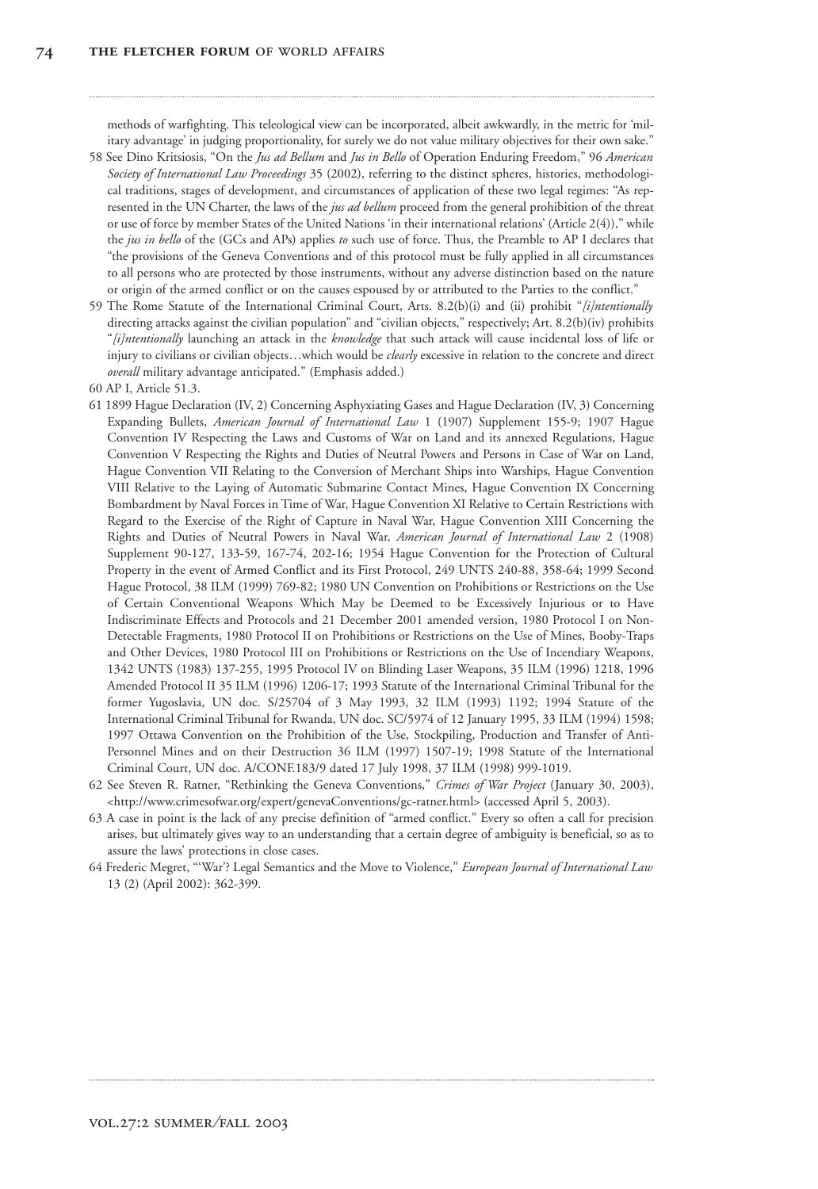methods of warfighting. This teleological view can be incorporated, albeit awkwardly, in the metric for 'military advantage' in judging proportionality, for surely we do not value military objectives for their own sake."

58 See Dino Kritsiosis, "On the *Jus ad Bellum* and *Jus in Bello* of Operation Enduring Freedom," 96 *American Society of International Law Proceedings* 35 (2002), referring to the distinct spheres, histories, methodological traditions, stages of development, and circumstances of application of these two legal regimes: "As represented in the UN Charter, the laws of the *jus ad bellum* proceed from the general prohibition of the threat or use of force by member States of the United Nations 'in their international relations' (Article 2(4))," while the *jus in bello* of the (GCs and APs) applies *to* such use of force. Thus, the Preamble to AP I declares that "the provisions of the Geneva Conventions and of this protocol must be fully applied in all circumstances to all persons who are protected by those instruments, without any adverse distinction based on the nature or origin of the armed conflict or on the causes espoused by or attributed to the Parties to the conflict."

59 The Rome Statute of the International Criminal Court, Arts. 8.2(b)(i) and (ii) prohibit "*[i]ntentionally* directing attacks against the civilian population" and "civilian objects," respectively; Art. 8.2(b)(iv) prohibits "*[i]ntentionally* launching an attack in the *knowledge* that such attack will cause incidental loss of life or injury to civilians or civilian objects…which would be *clearly* excessive in relation to the concrete and direct *overall* military advantage anticipated." (Emphasis added.)

60 AP I, Article 51.3.

61 1899 Hague Declaration (IV, 2) Concerning Asphyxiating Gases and Hague Declaration (IV, 3) Concerning Expanding Bullets, *American Journal of International Law* 1 (1907) Supplement 155-9; 1907 Hague Convention IV Respecting the Laws and Customs of War on Land and its annexed Regulations, Hague Convention V Respecting the Rights and Duties of Neutral Powers and Persons in Case of War on Land, Hague Convention VII Relating to the Conversion of Merchant Ships into Warships, Hague Convention VIII Relative to the Laying of Automatic Submarine Contact Mines, Hague Convention IX Concerning Bombardment by Naval Forces in Time of War, Hague Convention XI Relative to Certain Restrictions with Regard to the Exercise of the Right of Capture in Naval War, Hague Convention XIII Concerning the Rights and Duties of Neutral Powers in Naval War, *American Journal of International Law* 2 (1908) Supplement 90-127, 133-59, 167-74, 202-16; 1954 Hague Convention for the Protection of Cultural Property in the event of Armed Conflict and its First Protocol, 249 UNTS 240-88, 358-64; 1999 Second Hague Protocol, 38 ILM (1999) 769-82; 1980 UN Convention on Prohibitions or Restrictions on the Use of Certain Conventional Weapons Which May be Deemed to be Excessively Injurious or to Have Indiscriminate Effects and Protocols and 21 December 2001 amended version, 1980 Protocol I on Non-Detectable Fragments, 1980 Protocol II on Prohibitions or Restrictions on the Use of Mines, Booby-Traps and Other Devices, 1980 Protocol III on Prohibitions or Restrictions on the Use of Incendiary Weapons, 1342 UNTS (1983) 137-255, 1995 Protocol IV on Blinding Laser Weapons, 35 ILM (1996) 1218, 1996 Amended Protocol II 35 ILM (1996) 1206-17; 1993 Statute of the International Criminal Tribunal for the former Yugoslavia, UN doc. S/25704 of 3 May 1993, 32 ILM (1993) 1192; 1994 Statute of the International Criminal Tribunal for Rwanda, UN doc. SC/5974 of 12 January 1995, 33 ILM (1994) 1598; 1997 Ottawa Convention on the Prohibition of the Use, Stockpiling, Production and Transfer of Anti-Personnel Mines and on their Destruction 36 ILM (1997) 1507-19; 1998 Statute of the International Criminal Court, UN doc. A/CONF.183/9 dated 17 July 1998, 37 ILM (1998) 999-1019.

62 See Steven R. Ratner, "Rethinking the Geneva Conventions," *Crimes of War Project* (January 30, 2003), <http://www.crimesofwar.org/expert/genevaConventions/gc-ratner.html> (accessed April 5, 2003).

63 A case in point is the lack of any precise definition of "armed conflict." Every so often a call for precision arises, but ultimately gives way to an understanding that a certain degree of ambiguity is beneficial, so as to assure the laws' protections in close cases.

64 Frederic Megret, "'War'? Legal Semantics and the Move to Violence," *European Journal of International Law* 13 (2) (April 2002): 362-399.